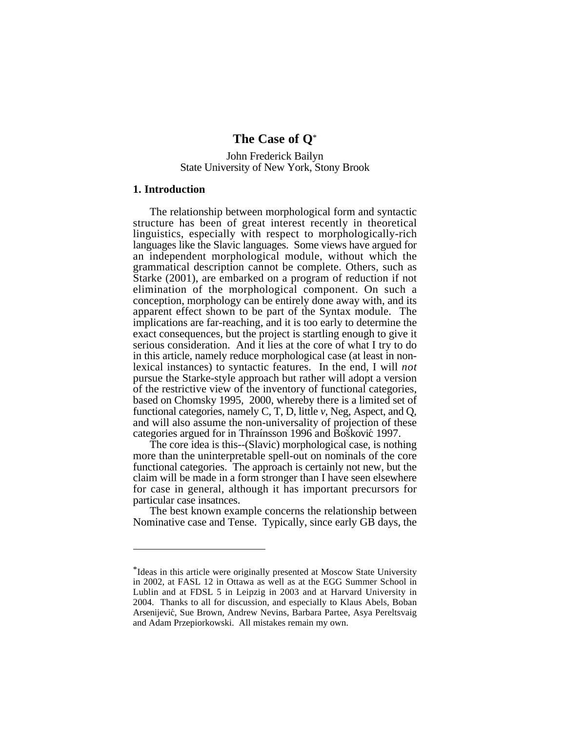# The Case of Q*

John Frederick Bailyn
State University of New York, Stony Brook

## 1. Introduction

The relationship between morphological form and syntactic structure has been of great interest recently in theoretical linguistics, especially with respect to morphologically-rich languages like the Slavic languages. Some views have argued for an independent morphological module, without which the grammatical description cannot be complete. Others, such as Starke (2001), are embarked on a program of reduction if not elimination of the morphological component. On such a conception, morphology can be entirely done away with, and its apparent effect shown to be part of the Syntax module. The implications are far-reaching, and it is too early to determine the exact consequences, but the project is startling enough to give it serious consideration. And it lies at the core of what I try to do in this article, namely reduce morphological case (at least in non-lexical instances) to syntactic features. In the end, I will *not* pursue the Starke-style approach but rather will adopt a version of the restrictive view of the inventory of functional categories, based on Chomsky 1995, 2000, whereby there is a limited set of functional categories, namely C, T, D, little *v*, Neg, Aspect, and Q, and will also assume the non-universality of projection of these categories argued for in Thraínsson 1996 and Bošković 1997.

The core idea is this--(Slavic) morphological case, is nothing more than the uninterpretable spell-out on nominals of the core functional categories. The approach is certainly not new, but the claim will be made in a form stronger than I have seen elsewhere for case in general, although it has important precursors for particular case insatnces.

The best known example concerns the relationship between Nominative case and Tense. Typically, since early GB days, the

---

*Ideas in this article were originally presented at Moscow State University in 2002, at FASL 12 in Ottawa as well as at the EGG Summer School in Lublin and at FDSL 5 in Leipzig in 2003 and at Harvard University in 2004. Thanks to all for discussion, and especially to Klaus Abels, Boban Arsenijević, Sue Brown, Andrew Nevins, Barbara Partee, Asya Pereltsvaig and Adam Przepiorkowski. All mistakes remain my own.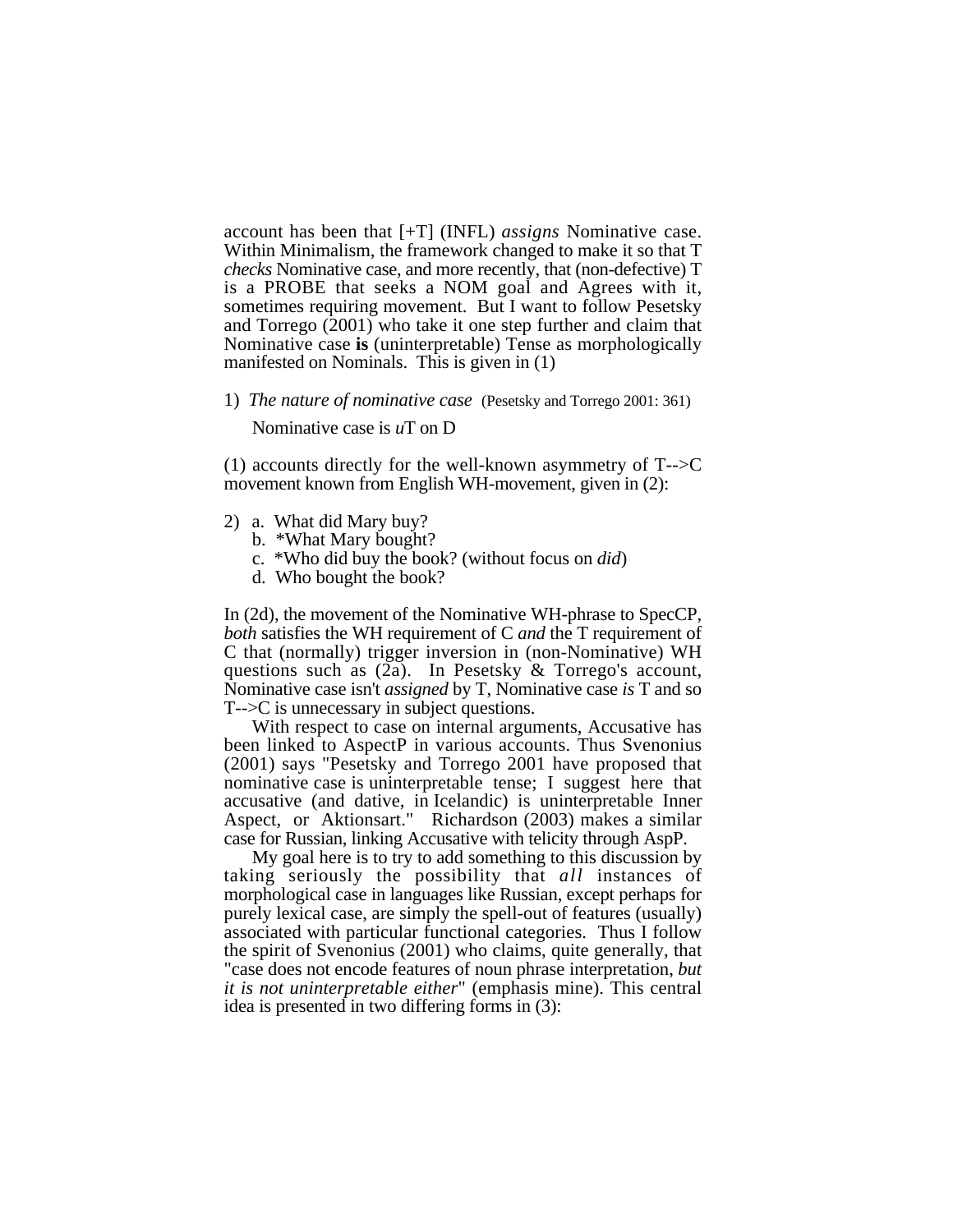account has been that [+T] (INFL) *assigns* Nominative case. Within Minimalism, the framework changed to make it so that T *checks* Nominative case, and more recently, that (non-defective) T is a PROBE that seeks a NOM goal and Agrees with it, sometimes requiring movement. But I want to follow Pesetsky and Torrego (2001) who take it one step further and claim that Nominative case **is** (uninterpretable) Tense as morphologically manifested on Nominals. This is given in (1)

1) *The nature of nominative case* (Pesetsky and Torrego 2001: 361)

   Nominative case is *u*T on D

(1) accounts directly for the well-known asymmetry of T-->C movement known from English WH-movement, given in (2):

2) a. What did Mary buy?
   b. *What Mary bought?
   c. *Who did buy the book? (without focus on *did*)
   d. Who bought the book?

In (2d), the movement of the Nominative WH-phrase to SpecCP, *both* satisfies the WH requirement of C *and* the T requirement of C that (normally) trigger inversion in (non-Nominative) WH questions such as (2a). In Pesetsky & Torrego's account, Nominative case isn't *assigned* by T, Nominative case *is* T and so T-->C is unnecessary in subject questions.

With respect to case on internal arguments, Accusative has been linked to AspectP in various accounts. Thus Svenonius (2001) says "Pesetsky and Torrego 2001 have proposed that nominative case is uninterpretable tense; I suggest here that accusative (and dative, in Icelandic) is uninterpretable Inner Aspect, or Aktionsart." Richardson (2003) makes a similar case for Russian, linking Accusative with telicity through AspP.

My goal here is to try to add something to this discussion by taking seriously the possibility that *all* instances of morphological case in languages like Russian, except perhaps for purely lexical case, are simply the spell-out of features (usually) associated with particular functional categories. Thus I follow the spirit of Svenonius (2001) who claims, quite generally, that "case does not encode features of noun phrase interpretation, *but it is not uninterpretable either*" (emphasis mine). This central idea is presented in two differing forms in (3):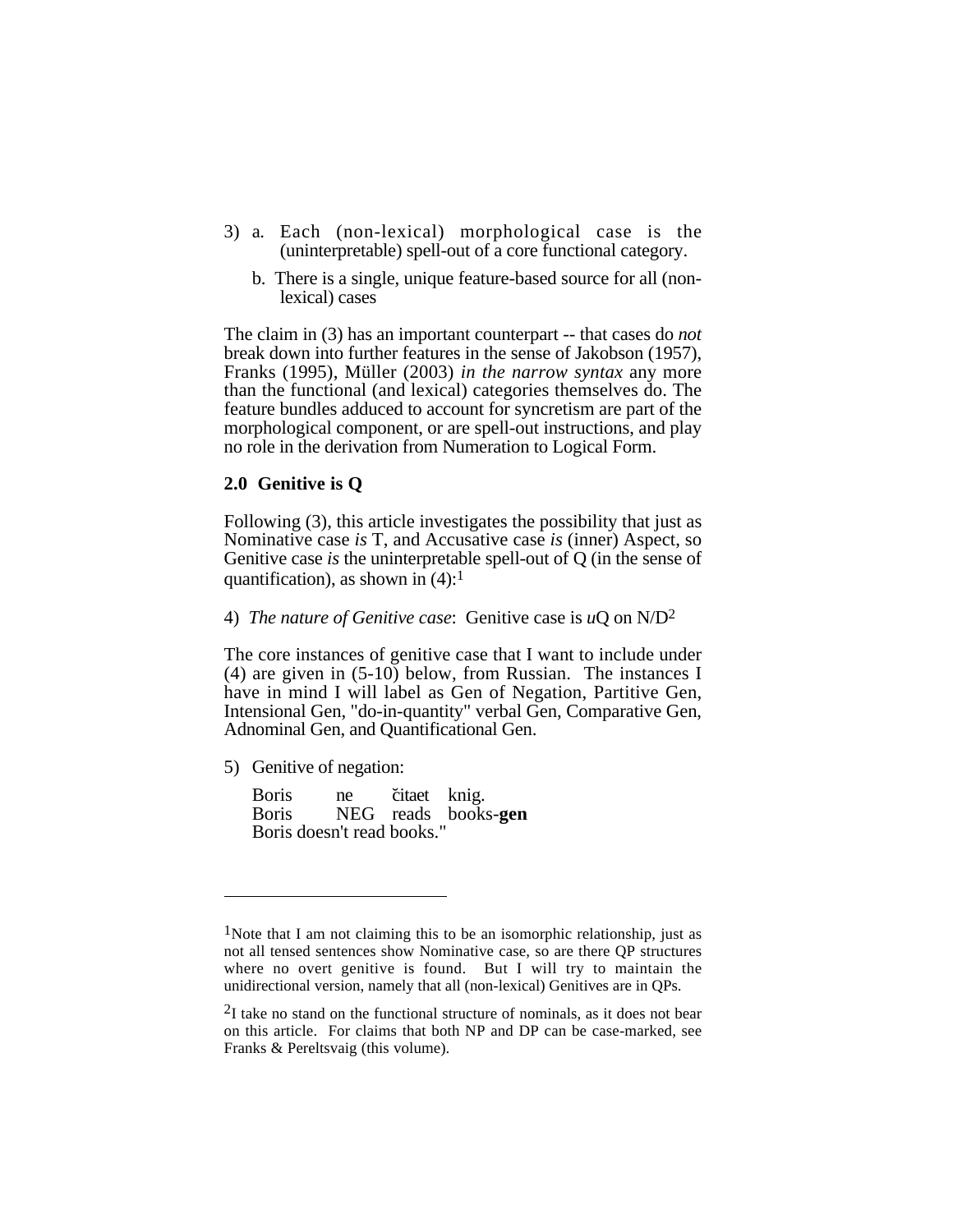3) a. Each (non-lexical) morphological case is the (uninterpretable) spell-out of a core functional category.

   b. There is a single, unique feature-based source for all (non-lexical) cases

The claim in (3) has an important counterpart -- that cases do *not* break down into further features in the sense of Jakobson (1957), Franks (1995), Müller (2003) *in the narrow syntax* any more than the functional (and lexical) categories themselves do. The feature bundles adduced to account for syncretism are part of the morphological component, or are spell-out instructions, and play no role in the derivation from Numeration to Logical Form.

## 2.0 Genitive is Q

Following (3), this article investigates the possibility that just as Nominative case *is* T, and Accusative case *is* (inner) Aspect, so Genitive case *is* the uninterpretable spell-out of Q (in the sense of quantification), as shown in (4):[1]

4) *The nature of Genitive case*: Genitive case is *u*Q on N/D[2]

The core instances of genitive case that I want to include under (4) are given in (5-10) below, from Russian. The instances I have in mind I will label as Gen of Negation, Partitive Gen, Intensional Gen, "do-in-quantity" verbal Gen, Comparative Gen, Adnominal Gen, and Quantificational Gen.

5) Genitive of negation:

   Boris ne čitaet knig.
   Boris NEG reads books-**gen**
   Boris doesn't read books."

---

[1]Note that I am not claiming this to be an isomorphic relationship, just as not all tensed sentences show Nominative case, so are there QP structures where no overt genitive is found. But I will try to maintain the unidirectional version, namely that all (non-lexical) Genitives are in QPs.

[2]I take no stand on the functional structure of nominals, as it does not bear on this article. For claims that both NP and DP can be case-marked, see Franks & Pereltsvaig (this volume).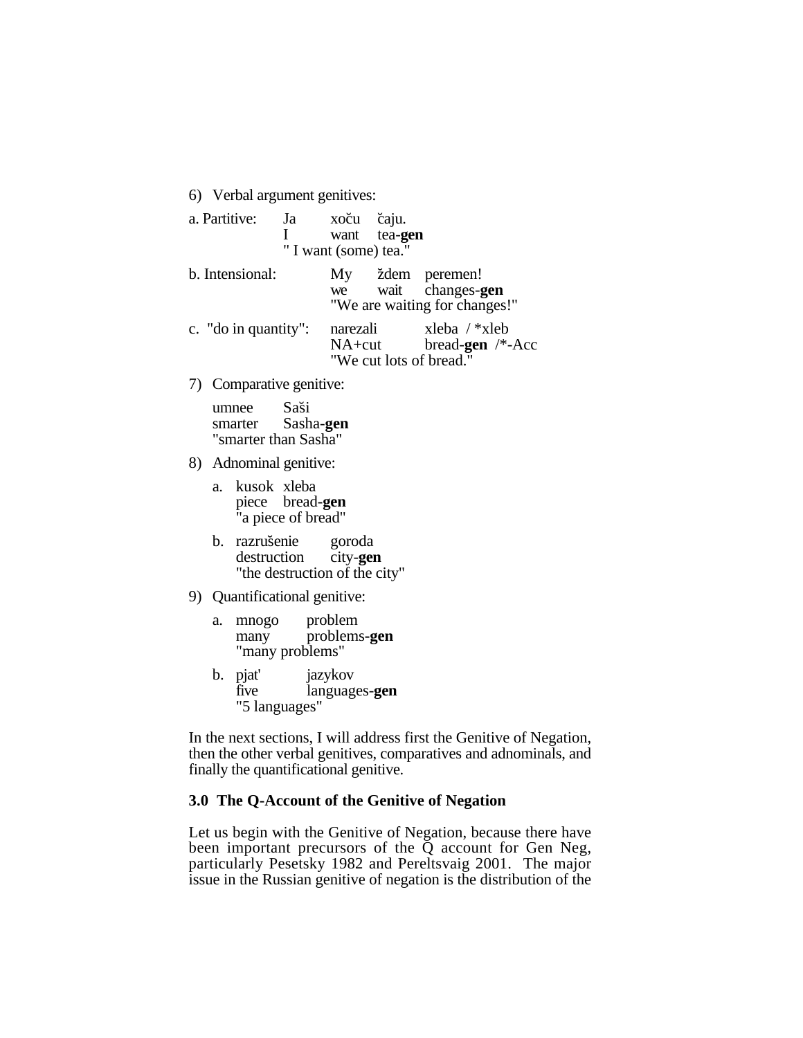6) Verbal argument genitives:

a. Partitive: Ja xoču čaju.
I want tea-**gen**
" I want (some) tea."

b. Intensional: My ždem peremen!
we wait changes-**gen**
"We are waiting for changes!"

c. "do in quantity": narezali xleba / *xleb
NA+cut bread-**gen** /*-Acc
"We cut lots of bread."

7) Comparative genitive:

umnee Saši
smarter Sasha-**gen**
"smarter than Sasha"

8) Adnominal genitive:

a. kusok xleba
piece bread-**gen**
"a piece of bread"

b. razrušenie goroda
destruction city-**gen**
"the destruction of the city"

9) Quantificational genitive:

a. mnogo problem
many problems-**gen**
"many problems"

b. pjat' jazykov
five languages-**gen**
"5 languages"

In the next sections, I will address first the Genitive of Negation, then the other verbal genitives, comparatives and adnominals, and finally the quantificational genitive.

### 3.0 The Q-Account of the Genitive of Negation

Let us begin with the Genitive of Negation, because there have been important precursors of the Q account for Gen Neg, particularly Pesetsky 1982 and Pereltsvaig 2001. The major issue in the Russian genitive of negation is the distribution of the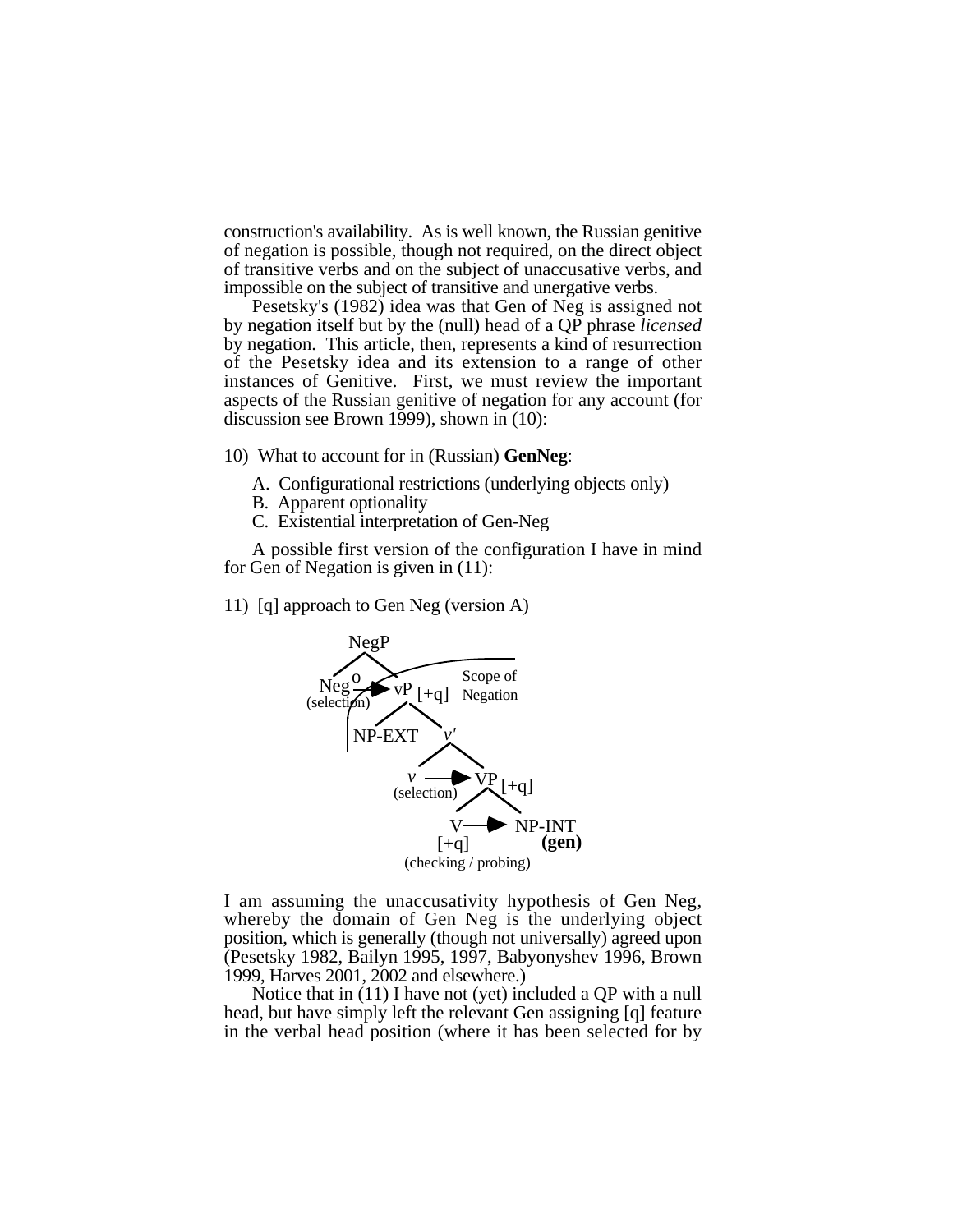construction's availability. As is well known, the Russian genitive of negation is possible, though not required, on the direct object of transitive verbs and on the subject of unaccusative verbs, and impossible on the subject of transitive and unergative verbs.

Pesetsky's (1982) idea was that Gen of Neg is assigned not by negation itself but by the (null) head of a QP phrase *licensed* by negation. This article, then, represents a kind of resurrection of the Pesetsky idea and its extension to a range of other instances of Genitive. First, we must review the important aspects of the Russian genitive of negation for any account (for discussion see Brown 1999), shown in (10):

10) What to account for in (Russian) **GenNeg**:

   A. Configurational restrictions (underlying objects only)
   B. Apparent optionality
   C. Existential interpretation of Gen-Neg

A possible first version of the configuration I have in mind for Gen of Negation is given in (11):

11) [q] approach to Gen Neg (version A)

```
NegP
├── Neg° (selection) ──► vP [+q]          Scope of Negation
│                        ├── NP-EXT
│                        └── v'
│                            ├── v (selection) ──► VP [+q]
│                            │                     ├── V [+q] (checking / probing) ──► NP-INT (gen)
```

I am assuming the unaccusativity hypothesis of Gen Neg, whereby the domain of Gen Neg is the underlying object position, which is generally (though not universally) agreed upon (Pesetsky 1982, Bailyn 1995, 1997, Babyonyshev 1996, Brown 1999, Harves 2001, 2002 and elsewhere.)

Notice that in (11) I have not (yet) included a QP with a null head, but have simply left the relevant Gen assigning [q] feature in the verbal head position (where it has been selected for by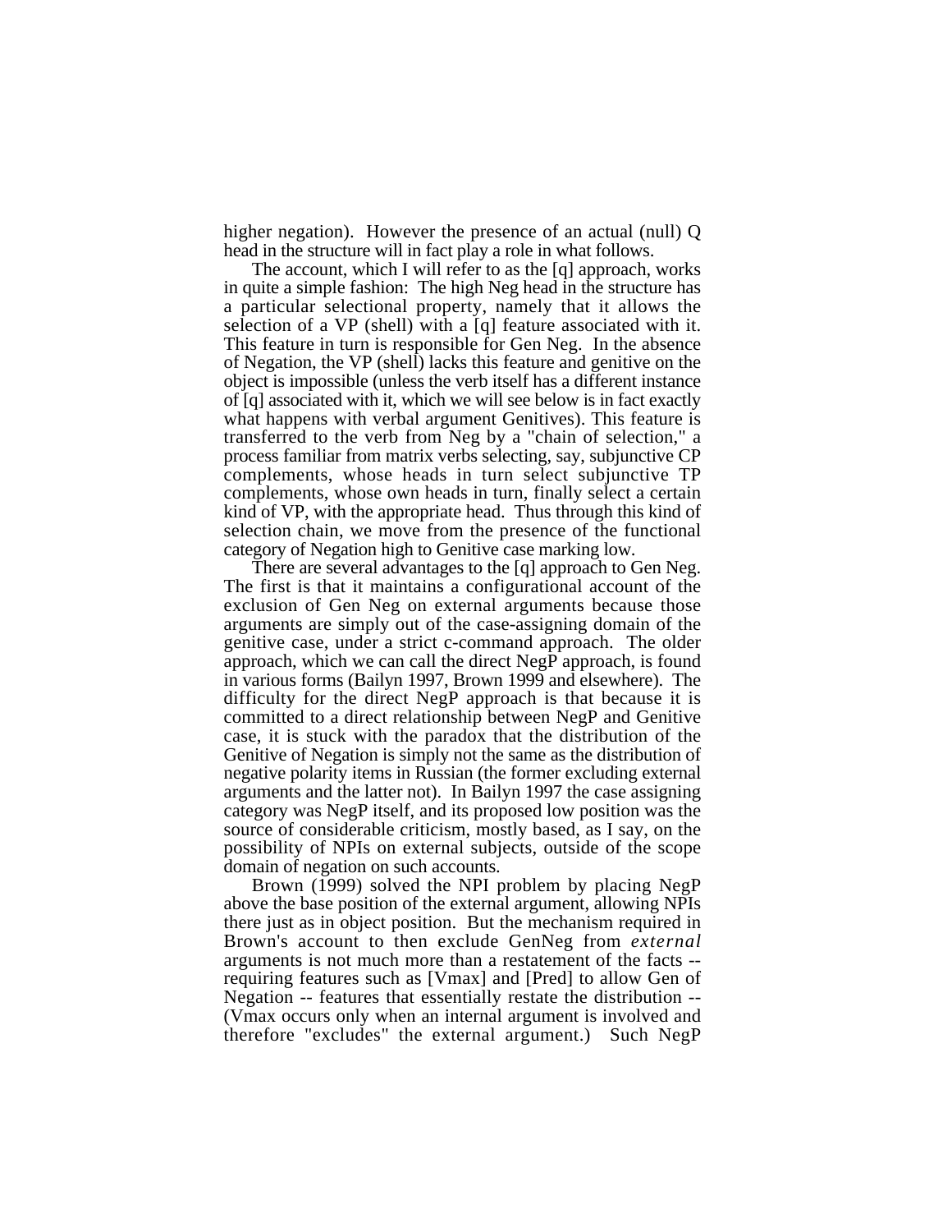higher negation). However the presence of an actual (null) Q head in the structure will in fact play a role in what follows.

The account, which I will refer to as the [q] approach, works in quite a simple fashion: The high Neg head in the structure has a particular selectional property, namely that it allows the selection of a VP (shell) with a [q] feature associated with it. This feature in turn is responsible for Gen Neg. In the absence of Negation, the VP (shell) lacks this feature and genitive on the object is impossible (unless the verb itself has a different instance of [q] associated with it, which we will see below is in fact exactly what happens with verbal argument Genitives). This feature is transferred to the verb from Neg by a "chain of selection," a process familiar from matrix verbs selecting, say, subjunctive CP complements, whose heads in turn select subjunctive TP complements, whose own heads in turn, finally select a certain kind of VP, with the appropriate head. Thus through this kind of selection chain, we move from the presence of the functional category of Negation high to Genitive case marking low.

There are several advantages to the [q] approach to Gen Neg. The first is that it maintains a configurational account of the exclusion of Gen Neg on external arguments because those arguments are simply out of the case-assigning domain of the genitive case, under a strict c-command approach. The older approach, which we can call the direct NegP approach, is found in various forms (Bailyn 1997, Brown 1999 and elsewhere). The difficulty for the direct NegP approach is that because it is committed to a direct relationship between NegP and Genitive case, it is stuck with the paradox that the distribution of the Genitive of Negation is simply not the same as the distribution of negative polarity items in Russian (the former excluding external arguments and the latter not). In Bailyn 1997 the case assigning category was NegP itself, and its proposed low position was the source of considerable criticism, mostly based, as I say, on the possibility of NPIs on external subjects, outside of the scope domain of negation on such accounts.

Brown (1999) solved the NPI problem by placing NegP above the base position of the external argument, allowing NPIs there just as in object position. But the mechanism required in Brown's account to then exclude GenNeg from *external* arguments is not much more than a restatement of the facts -- requiring features such as [Vmax] and [Pred] to allow Gen of Negation -- features that essentially restate the distribution -- (Vmax occurs only when an internal argument is involved and therefore "excludes" the external argument.) Such NegP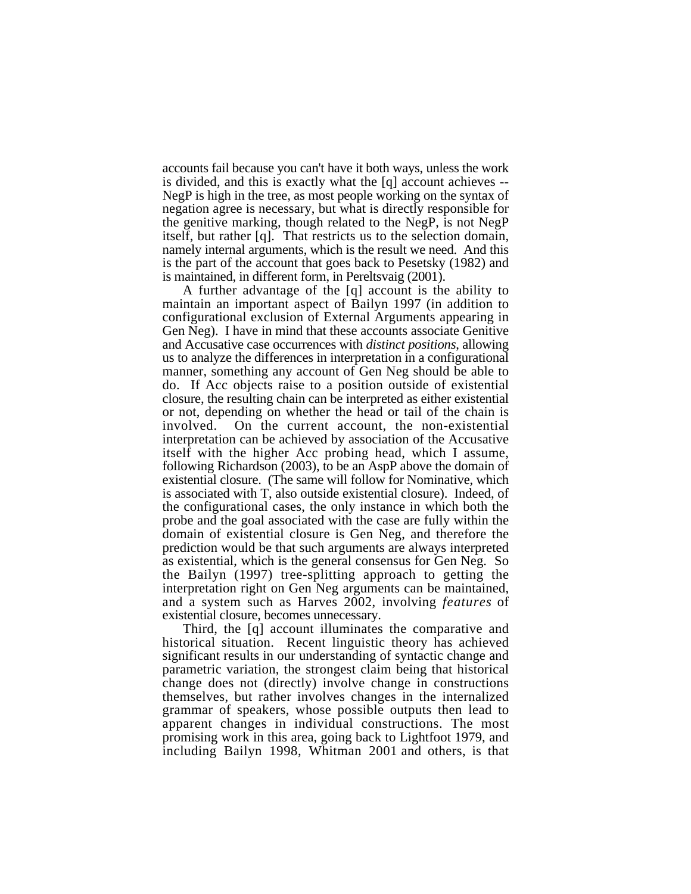accounts fail because you can't have it both ways, unless the work is divided, and this is exactly what the [q] account achieves -- NegP is high in the tree, as most people working on the syntax of negation agree is necessary, but what is directly responsible for the genitive marking, though related to the NegP, is not NegP itself, but rather [q]. That restricts us to the selection domain, namely internal arguments, which is the result we need. And this is the part of the account that goes back to Pesetsky (1982) and is maintained, in different form, in Pereltsvaig (2001).

A further advantage of the [q] account is the ability to maintain an important aspect of Bailyn 1997 (in addition to configurational exclusion of External Arguments appearing in Gen Neg). I have in mind that these accounts associate Genitive and Accusative case occurrences with *distinct positions*, allowing us to analyze the differences in interpretation in a configurational manner, something any account of Gen Neg should be able to do. If Acc objects raise to a position outside of existential closure, the resulting chain can be interpreted as either existential or not, depending on whether the head or tail of the chain is involved. On the current account, the non-existential interpretation can be achieved by association of the Accusative itself with the higher Acc probing head, which I assume, following Richardson (2003), to be an AspP above the domain of existential closure. (The same will follow for Nominative, which is associated with T, also outside existential closure). Indeed, of the configurational cases, the only instance in which both the probe and the goal associated with the case are fully within the domain of existential closure is Gen Neg, and therefore the prediction would be that such arguments are always interpreted as existential, which is the general consensus for Gen Neg. So the Bailyn (1997) tree-splitting approach to getting the interpretation right on Gen Neg arguments can be maintained, and a system such as Harves 2002, involving *features* of existential closure, becomes unnecessary.

Third, the [q] account illuminates the comparative and historical situation. Recent linguistic theory has achieved significant results in our understanding of syntactic change and parametric variation, the strongest claim being that historical change does not (directly) involve change in constructions themselves, but rather involves changes in the internalized grammar of speakers, whose possible outputs then lead to apparent changes in individual constructions. The most promising work in this area, going back to Lightfoot 1979, and including Bailyn 1998, Whitman 2001 and others, is that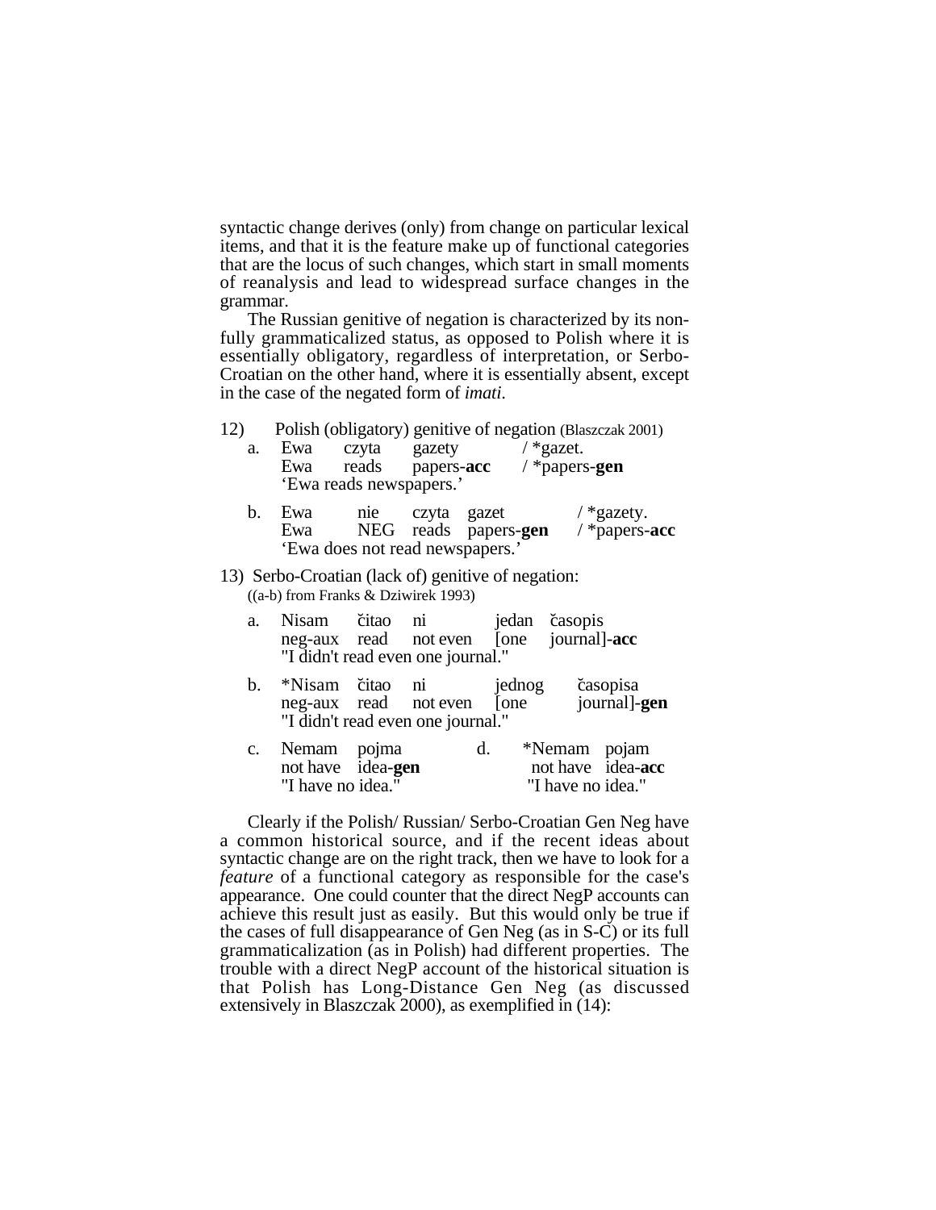syntactic change derives (only) from change on particular lexical items, and that it is the feature make up of functional categories that are the locus of such changes, which start in small moments of reanalysis and lead to widespread surface changes in the grammar.

The Russian genitive of negation is characterized by its non-fully grammaticalized status, as opposed to Polish where it is essentially obligatory, regardless of interpretation, or Serbo-Croatian on the other hand, where it is essentially absent, except in the case of the negated form of *imati*.

12) Polish (obligatory) genitive of negation (Blaszczak 2001)

a. Ewa czyta gazety / *gazet.
   Ewa reads papers-**acc** / *papers-**gen**
   'Ewa reads newspapers.'

b. Ewa nie czyta gazet / *gazety.
   Ewa NEG reads papers-**gen** / *papers-**acc**
   'Ewa does not read newspapers.'

13) Serbo-Croatian (lack of) genitive of negation:
((a-b) from Franks & Dziwirek 1993)

a. Nisam čitao ni jedan časopis
   neg-aux read not even [one journal]-**acc**
   "I didn't read even one journal."

b. *Nisam čitao ni jednog časopisa
   neg-aux read not even [one journal]-**gen**
   "I didn't read even one journal."

c. Nemam pojma
   not have idea-**gen**
   "I have no idea."

d. *Nemam pojam
   not have idea-**acc**
   "I have no idea."

Clearly if the Polish/ Russian/ Serbo-Croatian Gen Neg have a common historical source, and if the recent ideas about syntactic change are on the right track, then we have to look for a *feature* of a functional category as responsible for the case's appearance. One could counter that the direct NegP accounts can achieve this result just as easily. But this would only be true if the cases of full disappearance of Gen Neg (as in S-C) or its full grammaticalization (as in Polish) had different properties. The trouble with a direct NegP account of the historical situation is that Polish has Long-Distance Gen Neg (as discussed extensively in Blaszczak 2000), as exemplified in (14):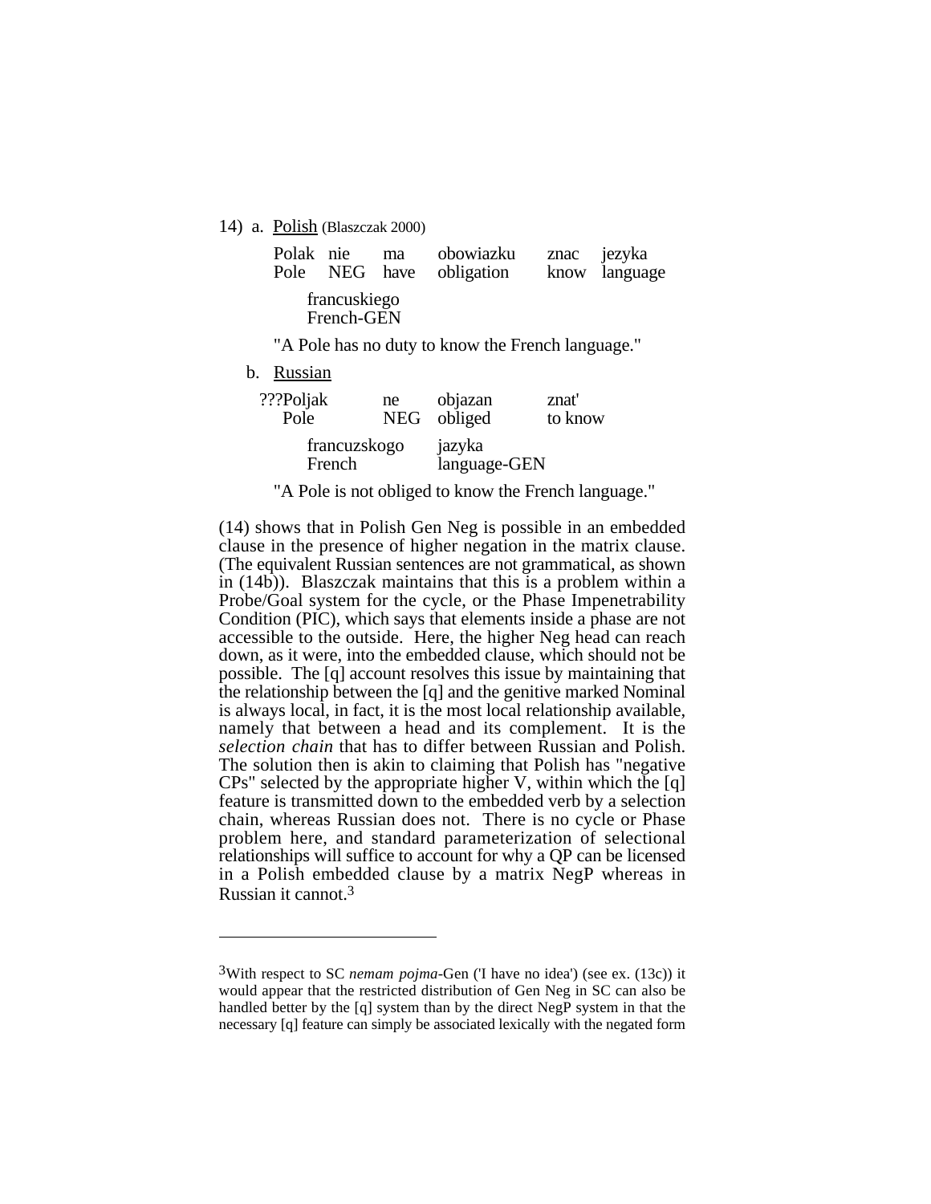14) a. Polish (Blaszczak 2000)

| Polak | nie | ma | obowiazku | znac | jezyka |
|---|---|---|---|---|---|
| Pole | NEG | have | obligation | know | language |

francuskiego
French-GEN

"A Pole has no duty to know the French language."

b. Russian

| ???Poljak | ne | objazan | znat' |
|---|---|---|---|
| Pole | NEG | obliged | to know |

francuzskogo jazyka
French language-GEN

"A Pole is not obliged to know the French language."

(14) shows that in Polish Gen Neg is possible in an embedded clause in the presence of higher negation in the matrix clause. (The equivalent Russian sentences are not grammatical, as shown in (14b)). Blaszczak maintains that this is a problem within a Probe/Goal system for the cycle, or the Phase Impenetrability Condition (PIC), which says that elements inside a phase are not accessible to the outside. Here, the higher Neg head can reach down, as it were, into the embedded clause, which should not be possible. The [q] account resolves this issue by maintaining that the relationship between the [q] and the genitive marked Nominal is always local, in fact, it is the most local relationship available, namely that between a head and its complement. It is the *selection chain* that has to differ between Russian and Polish. The solution then is akin to claiming that Polish has "negative CPs" selected by the appropriate higher V, within which the [q] feature is transmitted down to the embedded verb by a selection chain, whereas Russian does not. There is no cycle or Phase problem here, and standard parameterization of selectional relationships will suffice to account for why a QP can be licensed in a Polish embedded clause by a matrix NegP whereas in Russian it cannot.[3]

---

[3]With respect to SC *nemam pojma*-Gen ('I have no idea') (see ex. (13c)) it would appear that the restricted distribution of Gen Neg in SC can also be handled better by the [q] system than by the direct NegP system in that the necessary [q] feature can simply be associated lexically with the negated form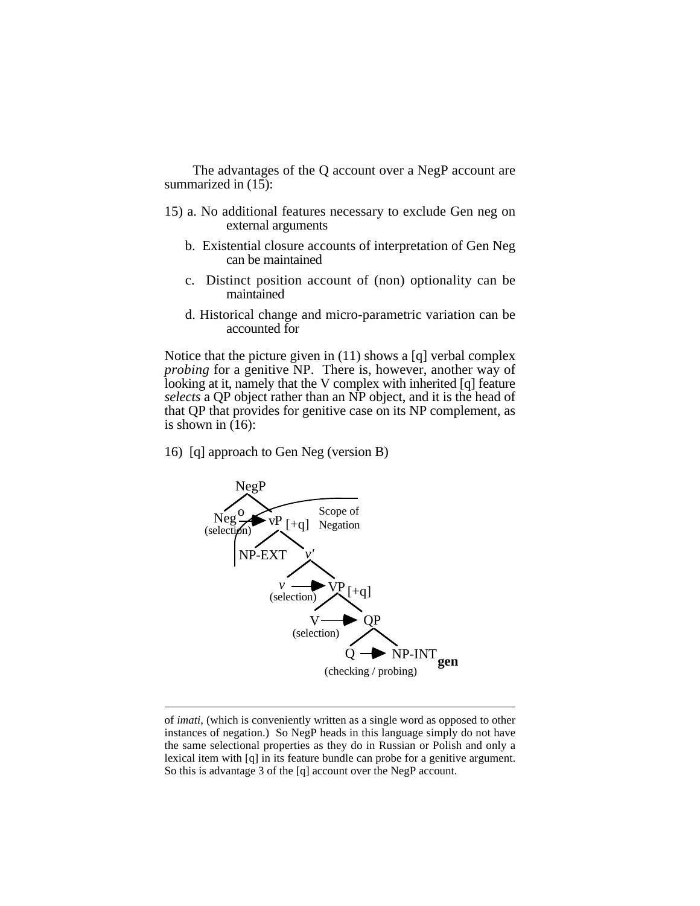The advantages of the Q account over a NegP account are summarized in (15):

15) a. No additional features necessary to exclude Gen neg on external arguments

b. Existential closure accounts of interpretation of Gen Neg can be maintained

c. Distinct position account of (non) optionality can be maintained

d. Historical change and micro-parametric variation can be accounted for

Notice that the picture given in (11) shows a [q] verbal complex *probing* for a genitive NP. There is, however, another way of looking at it, namely that the V complex with inherited [q] feature *selects* a QP object rather than an NP object, and it is the head of that QP that provides for genitive case on its NP complement, as is shown in (16):

16) [q] approach to Gen Neg (version B)

```
NegP
├── Neg° ──(selection)──► vP [+q]        Scope of Negation
└── vP [+q]
    ├── NP-EXT
    └── v'
        ├── v ──(selection)──► VP [+q]
        └── VP [+q]
            ├── V ──(selection)──► QP
            └── QP
                ├── Q ──(checking / probing)──► NP-INT_gen
                └── NP-INT gen
```

---

of *imati*, (which is conveniently written as a single word as opposed to other instances of negation.) So NegP heads in this language simply do not have the same selectional properties as they do in Russian or Polish and only a lexical item with [q] in its feature bundle can probe for a genitive argument. So this is advantage 3 of the [q] account over the NegP account.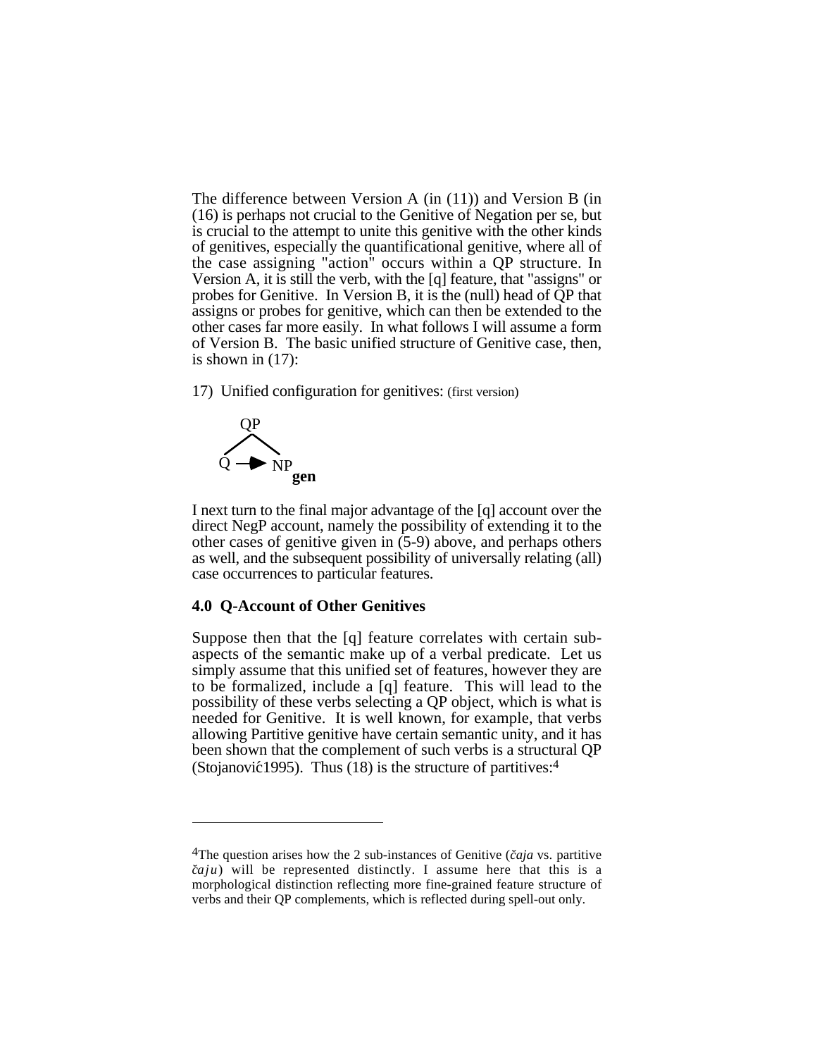The difference between Version A (in (11)) and Version B (in (16) is perhaps not crucial to the Genitive of Negation per se, but is crucial to the attempt to unite this genitive with the other kinds of genitives, especially the quantificational genitive, where all of the case assigning "action" occurs within a QP structure. In Version A, it is still the verb, with the [q] feature, that "assigns" or probes for Genitive. In Version B, it is the (null) head of QP that assigns or probes for genitive, which can then be extended to the other cases far more easily. In what follows I will assume a form of Version B. The basic unified structure of Genitive case, then, is shown in (17):

17) Unified configuration for genitives: (first version)

```
      QP
     /  \
    Q --> NP
            gen
```

I next turn to the final major advantage of the [q] account over the direct NegP account, namely the possibility of extending it to the other cases of genitive given in (5-9) above, and perhaps others as well, and the subsequent possibility of universally relating (all) case occurrences to particular features.

## 4.0 Q-Account of Other Genitives

Suppose then that the [q] feature correlates with certain sub-aspects of the semantic make up of a verbal predicate. Let us simply assume that this unified set of features, however they are to be formalized, include a [q] feature. This will lead to the possibility of these verbs selecting a QP object, which is what is needed for Genitive. It is well known, for example, that verbs allowing Partitive genitive have certain semantic unity, and it has been shown that the complement of such verbs is a structural QP (Stojanović1995). Thus (18) is the structure of partitives:[4]

---

[4]The question arises how the 2 sub-instances of Genitive (*čaja* vs. partitive *čaju*) will be represented distinctly. I assume here that this is a morphological distinction reflecting more fine-grained feature structure of verbs and their QP complements, which is reflected during spell-out only.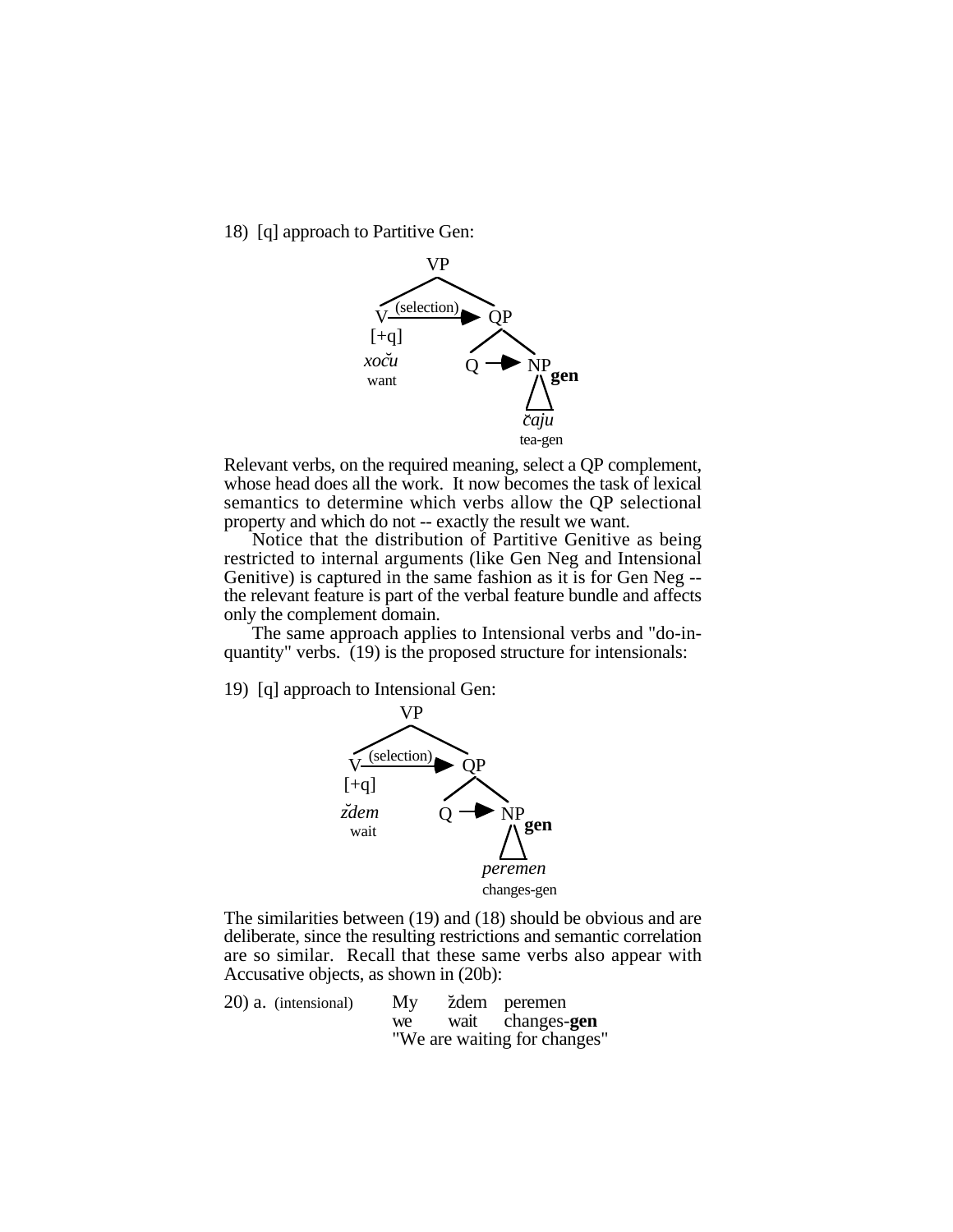18) [q] approach to Partitive Gen:

```
                VP
              /    \
   V --(selection)--> QP
  [+q]              /    \
  xoču             Q ---> NP gen
  want                    /\
                         čaju
                        tea-gen
```

Relevant verbs, on the required meaning, select a QP complement, whose head does all the work. It now becomes the task of lexical semantics to determine which verbs allow the QP selectional property and which do not -- exactly the result we want.

Notice that the distribution of Partitive Genitive as being restricted to internal arguments (like Gen Neg and Intensional Genitive) is captured in the same fashion as it is for Gen Neg -- the relevant feature is part of the verbal feature bundle and affects only the complement domain.

The same approach applies to Intensional verbs and "do-in-quantity" verbs. (19) is the proposed structure for intensionals:

19) [q] approach to Intensional Gen:

```
                VP
              /    \
   V --(selection)--> QP
  [+q]              /    \
  ždem             Q ---> NP gen
  wait                    /\
                        peremen
                       changes-gen
```

The similarities between (19) and (18) should be obvious and are deliberate, since the resulting restrictions and semantic correlation are so similar. Recall that these same verbs also appear with Accusative objects, as shown in (20b):

20) a. (intensional) My ždem peremen
we wait changes-**gen**
"We are waiting for changes"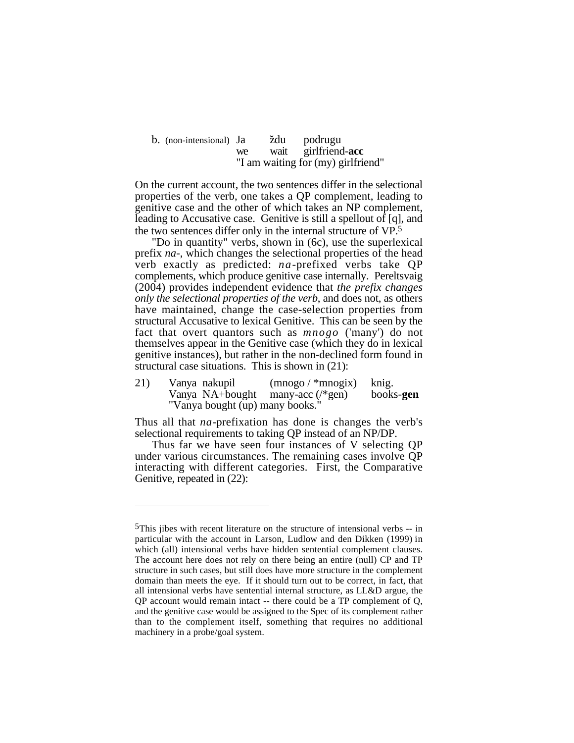b. (non-intensional) Ja ždu podrugu
we wait girlfriend-**acc**
"I am waiting for (my) girlfriend"

On the current account, the two sentences differ in the selectional properties of the verb, one takes a QP complement, leading to genitive case and the other of which takes an NP complement, leading to Accusative case. Genitive is still a spellout of [q], and the two sentences differ only in the internal structure of VP.[5]

"Do in quantity" verbs, shown in (6c), use the superlexical prefix *na*-, which changes the selectional properties of the head verb exactly as predicted: *na*-prefixed verbs take QP complements, which produce genitive case internally. Pereltsvaig (2004) provides independent evidence that *the prefix changes only the selectional properties of the verb*, and does not, as others have maintained, change the case-selection properties from structural Accusative to lexical Genitive. This can be seen by the fact that overt quantors such as *mnogo* ('many') do not themselves appear in the Genitive case (which they do in lexical genitive instances), but rather in the non-declined form found in structural case situations. This is shown in (21):

21) Vanya nakupil (mnogo / *mnogix) knig.
Vanya NA+bought many-acc (/*gen) books-**gen**
"Vanya bought (up) many books."

Thus all that *na*-prefixation has done is changes the verb's selectional requirements to taking QP instead of an NP/DP.

Thus far we have seen four instances of V selecting QP under various circumstances. The remaining cases involve QP interacting with different categories. First, the Comparative Genitive, repeated in (22):

---

[5]This jibes with recent literature on the structure of intensional verbs -- in particular with the account in Larson, Ludlow and den Dikken (1999) in which (all) intensional verbs have hidden sentential complement clauses. The account here does not rely on there being an entire (null) CP and TP structure in such cases, but still does have more structure in the complement domain than meets the eye. If it should turn out to be correct, in fact, that all intensional verbs have sentential internal structure, as LL&D argue, the QP account would remain intact -- there could be a TP complement of Q, and the genitive case would be assigned to the Spec of its complement rather than to the complement itself, something that requires no additional machinery in a probe/goal system.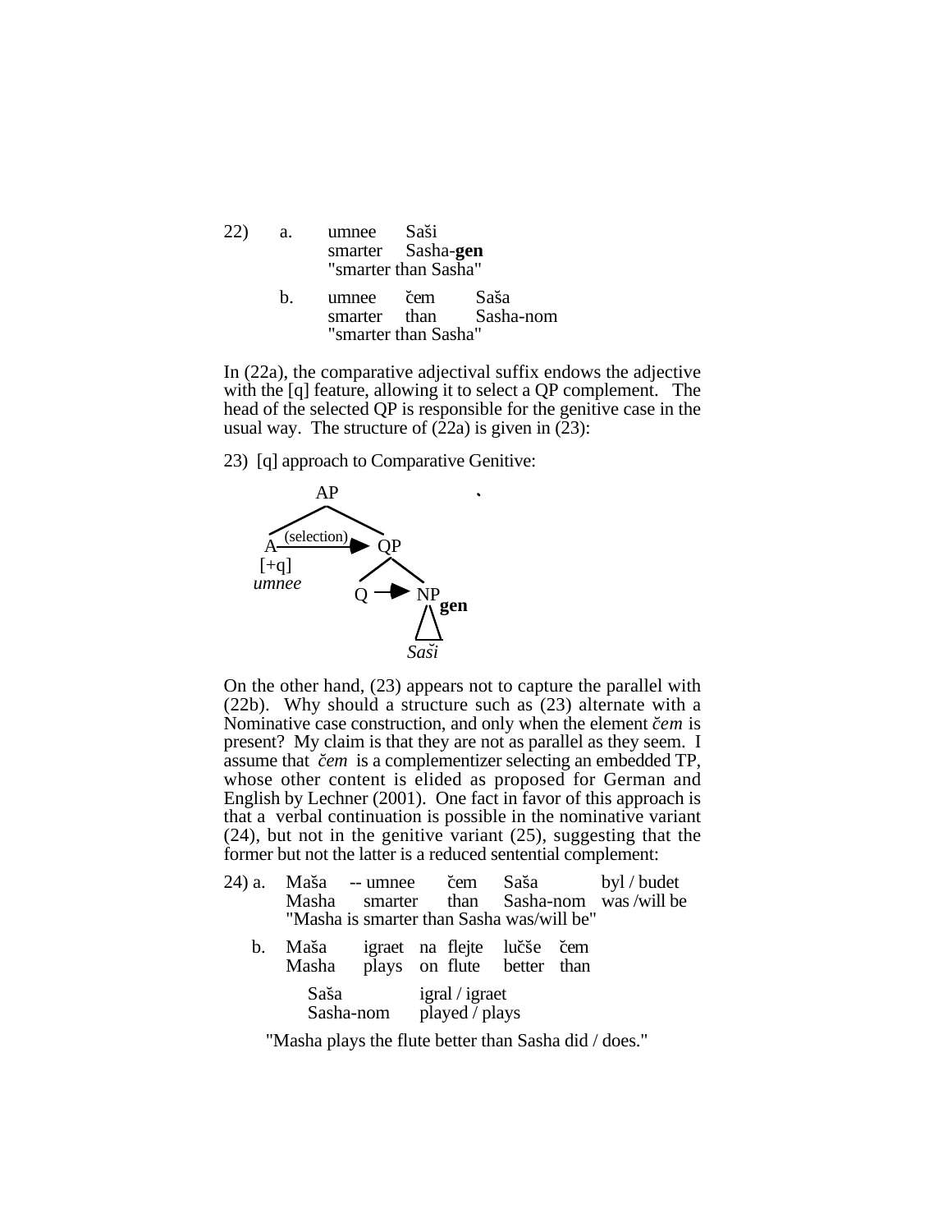22) a. umnee Saši
smarter Sasha-**gen**
"smarter than Sasha"

b. umnee čem Saša
smarter than Sasha-nom
"smarter than Sasha"

In (22a), the comparative adjectival suffix endows the adjective with the [q] feature, allowing it to select a QP complement. The head of the selected QP is responsible for the genitive case in the usual way. The structure of (22a) is given in (23):

23) [q] approach to Comparative Genitive:

```
                AP
              /    \
   A ---(selection)---> QP
  [+q]                /    \
  umnee              Q ----> NP gen
                              |
                             Saši
```

On the other hand, (23) appears not to capture the parallel with (22b). Why should a structure such as (23) alternate with a Nominative case construction, and only when the element *čem* is present? My claim is that they are not as parallel as they seem. I assume that *čem* is a complementizer selecting an embedded TP, whose other content is elided as proposed for German and English by Lechner (2001). One fact in favor of this approach is that a verbal continuation is possible in the nominative variant (24), but not in the genitive variant (25), suggesting that the former but not the latter is a reduced sentential complement:

24) a. Maša -- umnee čem Saša byl / budet
Masha smarter than Sasha-nom was /will be
"Masha is smarter than Sasha was/will be"

b. Maša igraet na flejte lučše čem
Masha plays on flute better than
Saša igral / igraet
Sasha-nom played / plays
"Masha plays the flute better than Sasha did / does."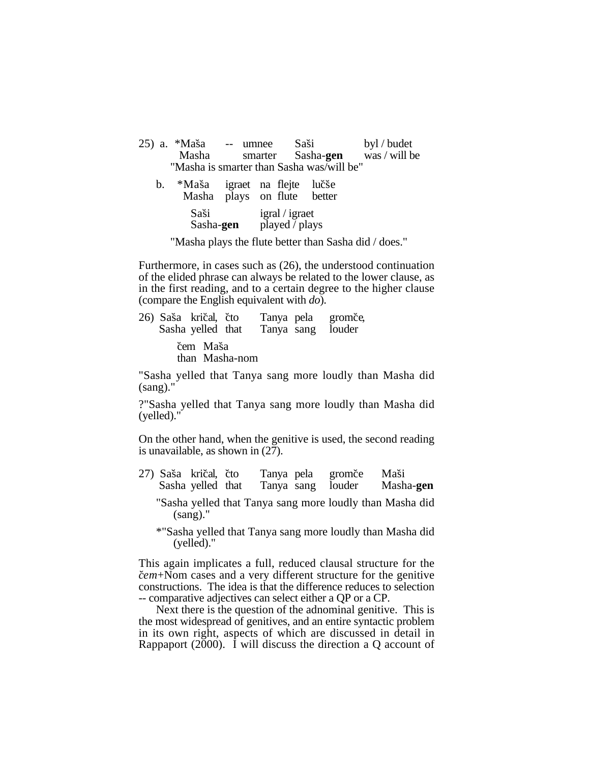25) a. \*Maša -- umnee Saši byl / budet
   Masha smarter Sasha-**gen** was / will be
   "Masha is smarter than Sasha was/will be"

   b. \*Maša igraet na flejte lučše
   Masha plays on flute better

   Saši igral / igraet
   Sasha-**gen** played / plays

   "Masha plays the flute better than Sasha did / does."

Furthermore, in cases such as (26), the understood continuation of the elided phrase can always be related to the lower clause, as in the first reading, and to a certain degree to the higher clause (compare the English equivalent with *do*).

26) Saša kričal, čto Tanya pela gromče,
   Sasha yelled that Tanya sang louder

   čem Maša
   than Masha-nom

"Sasha yelled that Tanya sang more loudly than Masha did (sang)."

?"Sasha yelled that Tanya sang more loudly than Masha did (yelled)."

On the other hand, when the genitive is used, the second reading is unavailable, as shown in (27).

27) Saša kričal, čto Tanya pela gromče Maši
   Sasha yelled that Tanya sang louder Masha-**gen**

   "Sasha yelled that Tanya sang more loudly than Masha did (sang)."

   \*"Sasha yelled that Tanya sang more loudly than Masha did (yelled)."

This again implicates a full, reduced clausal structure for the *čem*+Nom cases and a very different structure for the genitive constructions. The idea is that the difference reduces to selection -- comparative adjectives can select either a QP or a CP.

Next there is the question of the adnominal genitive. This is the most widespread of genitives, and an entire syntactic problem in its own right, aspects of which are discussed in detail in Rappaport (2000). I will discuss the direction a Q account of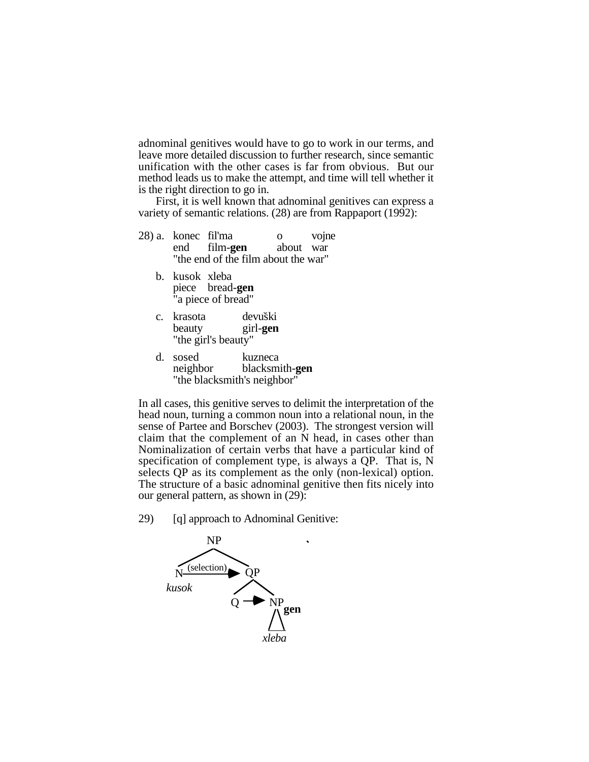adnominal genitives would have to go to work in our terms, and leave more detailed discussion to further research, since semantic unification with the other cases is far from obvious. But our method leads us to make the attempt, and time will tell whether it is the right direction to go in.

First, it is well known that adnominal genitives can express a variety of semantic relations. (28) are from Rappaport (1992):

28) a. konec fil'ma o vojne
   end film-**gen** about war
   "the end of the film about the war"

   b. kusok xleba
   piece bread-**gen**
   "a piece of bread"

   c. krasota devuški
   beauty girl-**gen**
   "the girl's beauty"

   d. sosed kuzneca
   neighbor blacksmith-**gen**
   "the blacksmith's neighbor"

In all cases, this genitive serves to delimit the interpretation of the head noun, turning a common noun into a relational noun, in the sense of Partee and Borschev (2003). The strongest version will claim that the complement of an N head, in cases other than Nominalization of certain verbs that have a particular kind of specification of complement type, is always a QP. That is, N selects QP as its complement as the only (non-lexical) option. The structure of a basic adnominal genitive then fits nicely into our general pattern, as shown in (29):

29) [q] approach to Adnominal Genitive:

```
            NP
          /    \
   N --(selection)--> QP
 kusok              /    \
                   Q ---> NP gen
                           /\
                          xleba
```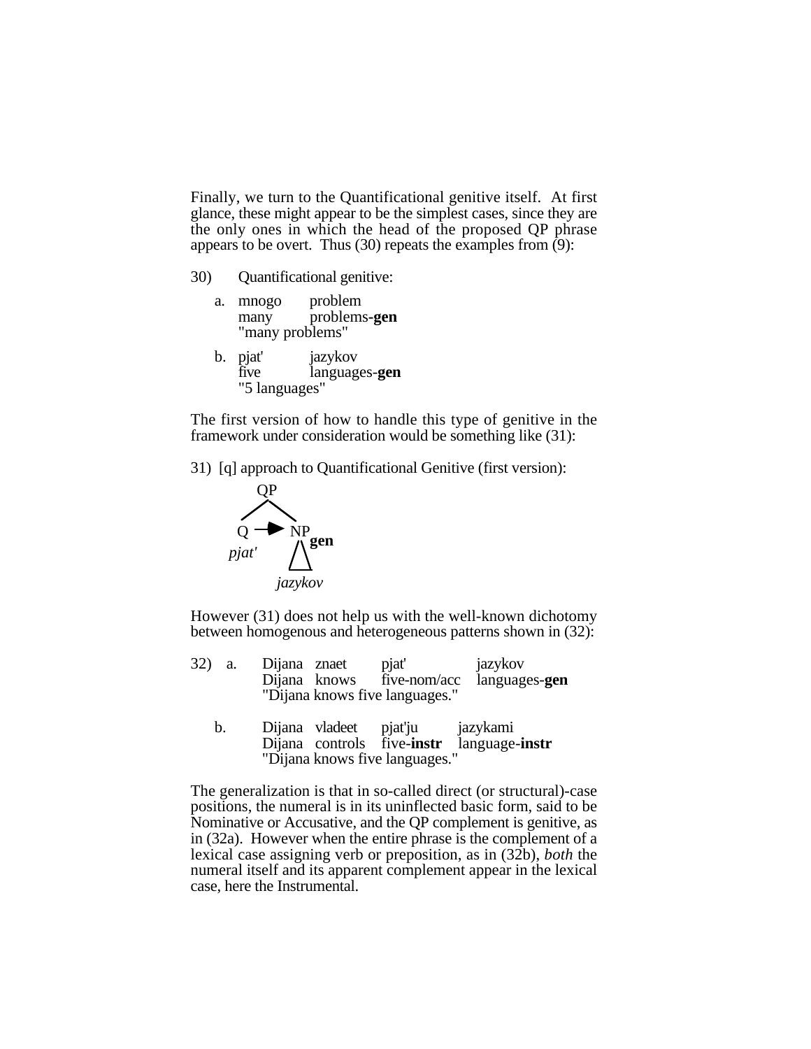Finally, we turn to the Quantificational genitive itself. At first glance, these might appear to be the simplest cases, since they are the only ones in which the head of the proposed QP phrase appears to be overt. Thus (30) repeats the examples from (9):

30) Quantificational genitive:

a. mnogo problem
   many problems-**gen**
   "many problems"

b. pjat' jazykov
   five languages-**gen**
   "5 languages"

The first version of how to handle this type of genitive in the framework under consideration would be something like (31):

31) [q] approach to Quantificational Genitive (first version):

```
        QP
       /  \
      Q --> NP gen
    pjat'   /\
          jazykov
```

However (31) does not help us with the well-known dichotomy between homogenous and heterogeneous patterns shown in (32):

32) a. Dijana znaet pjat' jazykov
       Dijana knows five-nom/acc languages-**gen**
       "Dijana knows five languages."

   b. Dijana vladeet pjat'ju jazykami
       Dijana controls five-**instr** language-**instr**
       "Dijana knows five languages."

The generalization is that in so-called direct (or structural)-case positions, the numeral is in its uninflected basic form, said to be Nominative or Accusative, and the QP complement is genitive, as in (32a). However when the entire phrase is the complement of a lexical case assigning verb or preposition, as in (32b), *both* the numeral itself and its apparent complement appear in the lexical case, here the Instrumental.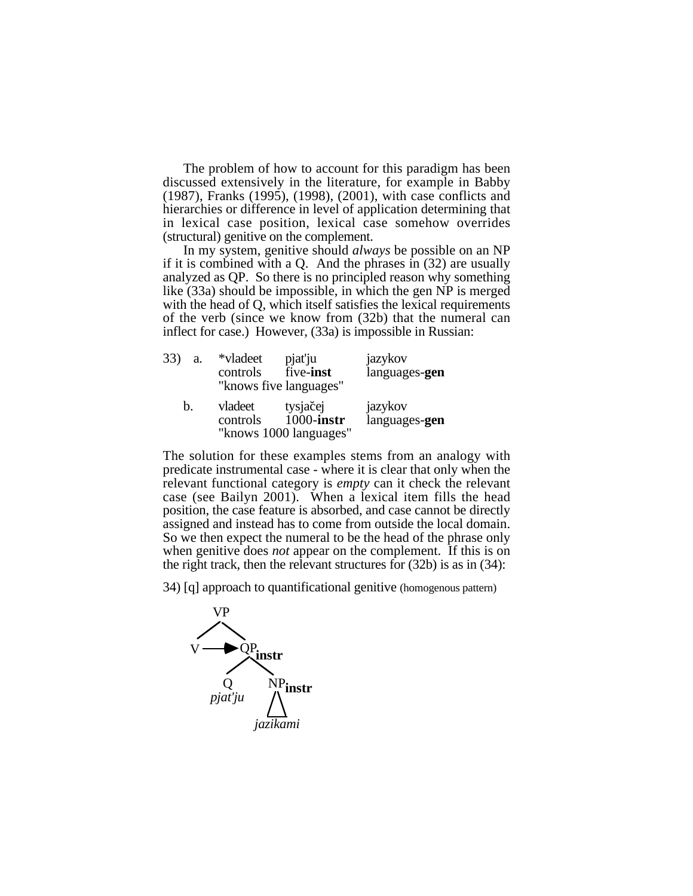The problem of how to account for this paradigm has been discussed extensively in the literature, for example in Babby (1987), Franks (1995), (1998), (2001), with case conflicts and hierarchies or difference in level of application determining that in lexical case position, lexical case somehow overrides (structural) genitive on the complement.

In my system, genitive should *always* be possible on an NP if it is combined with a Q. And the phrases in (32) are usually analyzed as QP. So there is no principled reason why something like (33a) should be impossible, in which the gen NP is merged with the head of Q, which itself satisfies the lexical requirements of the verb (since we know from (32b) that the numeral can inflect for case.) However, (33a) is impossible in Russian:

33) a. *vladeet pjat'ju jazykov
  controls five-**inst** languages-**gen**
  "knows five languages"

b. vladeet tysjačej jazykov
  controls 1000-**instr** languages-**gen**
  "knows 1000 languages"

The solution for these examples stems from an analogy with predicate instrumental case - where it is clear that only when the relevant functional category is *empty* can it check the relevant case (see Bailyn 2001). When a lexical item fills the head position, the case feature is absorbed, and case cannot be directly assigned and instead has to come from outside the local domain. So we then expect the numeral to be the head of the phrase only when genitive does *not* appear on the complement. If this is on the right track, then the relevant structures for (32b) is as in (34):

34) [q] approach to quantificational genitive (homogenous pattern)

```
        VP
       /  \
      V ──► QP[instr]
            /   \
           Q     NP[instr]
        pjat'ju    /\
                jazikami
```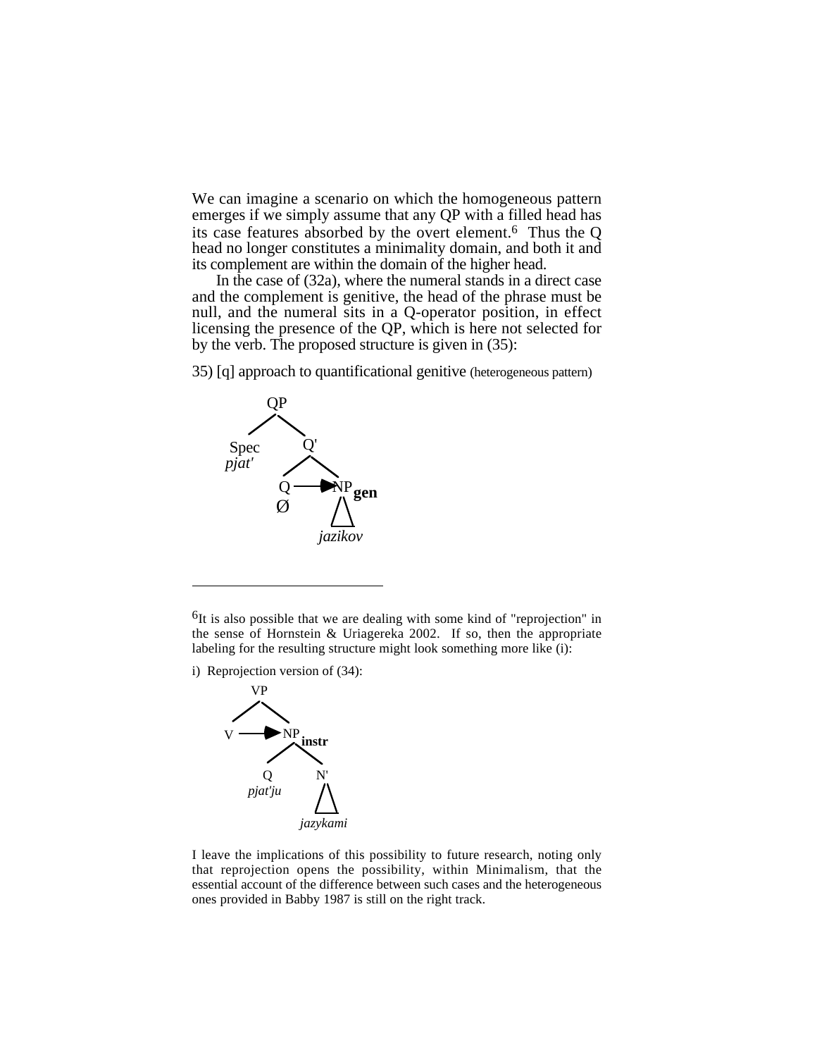We can imagine a scenario on which the homogeneous pattern emerges if we simply assume that any QP with a filled head has its case features absorbed by the overt element.[6] Thus the Q head no longer constitutes a minimality domain, and both it and its complement are within the domain of the higher head.

In the case of (32a), where the numeral stands in a direct case and the complement is genitive, the head of the phrase must be null, and the numeral sits in a Q-operator position, in effect licensing the presence of the QP, which is here not selected for by the verb. The proposed structure is given in (35):

35) [q] approach to quantificational genitive (heterogeneous pattern)

```
        QP
       /  \
   Spec    Q'
   pjat'  /  \
         Q ──▶ NP gen
         Ø      /\
              jazikov
```

---

[6]It is also possible that we are dealing with some kind of "reprojection" in the sense of Hornstein & Uriagereka 2002. If so, then the appropriate labeling for the resulting structure might look something more like (i):

i) Reprojection version of (34):

```
        VP
       /  \
      V ──▶ NP instr
           /  \
          Q    N'
       pjat'ju  /\
             jazykami
```

I leave the implications of this possibility to future research, noting only that reprojection opens the possibility, within Minimalism, that the essential account of the difference between such cases and the heterogeneous ones provided in Babby 1987 is still on the right track.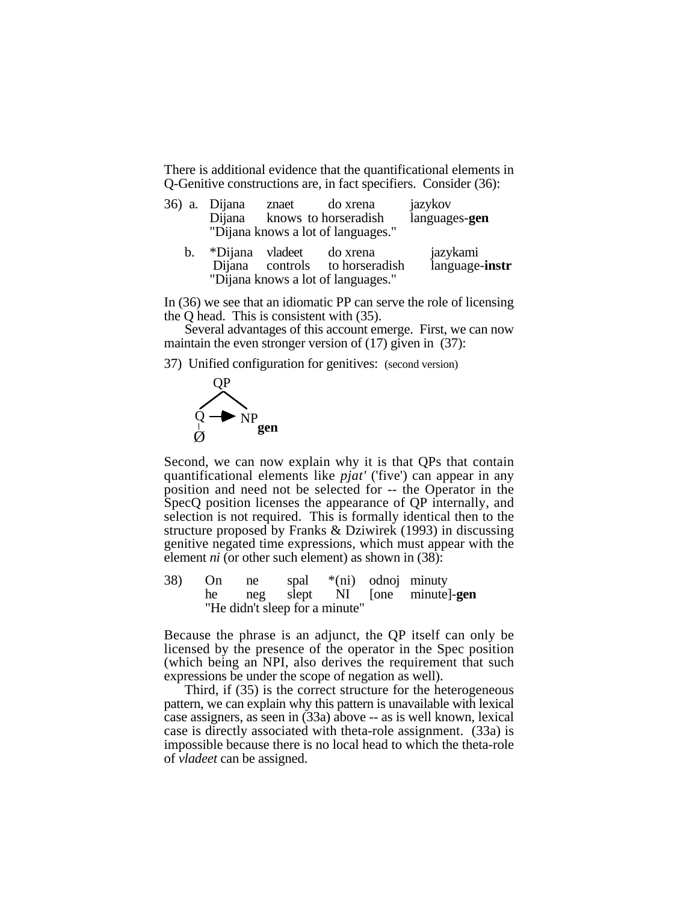There is additional evidence that the quantificational elements in Q-Genitive constructions are, in fact specifiers. Consider (36):

36) a. Dijana znaet do xrena jazykov
    Dijana knows to horseradish languages-**gen**
    "Dijana knows a lot of languages."

b. *Dijana vladeet do xrena jazykami
    Dijana controls to horseradish language-**instr**
    "Dijana knows a lot of languages."

In (36) we see that an idiomatic PP can serve the role of licensing the Q head. This is consistent with (35).

Several advantages of this account emerge. First, we can now maintain the even stronger version of (17) given in (37):

37) Unified configuration for genitives: (second version)

```
    QP
   /  \
  Q ──► NP
  |      gen
  Ø
```

Second, we can now explain why it is that QPs that contain quantificational elements like *pjat'* ('five') can appear in any position and need not be selected for -- the Operator in the SpecQ position licenses the appearance of QP internally, and selection is not required. This is formally identical then to the structure proposed by Franks & Dziwirek (1993) in discussing genitive negated time expressions, which must appear with the element *ni* (or other such element) as shown in (38):

38) On ne spal *(ni) odnoj minuty
    he neg slept NI [one minute]-**gen**
    "He didn't sleep for a minute"

Because the phrase is an adjunct, the QP itself can only be licensed by the presence of the operator in the Spec position (which being an NPI, also derives the requirement that such expressions be under the scope of negation as well).

Third, if (35) is the correct structure for the heterogeneous pattern, we can explain why this pattern is unavailable with lexical case assigners, as seen in (33a) above -- as is well known, lexical case is directly associated with theta-role assignment. (33a) is impossible because there is no local head to which the theta-role of *vladeet* can be assigned.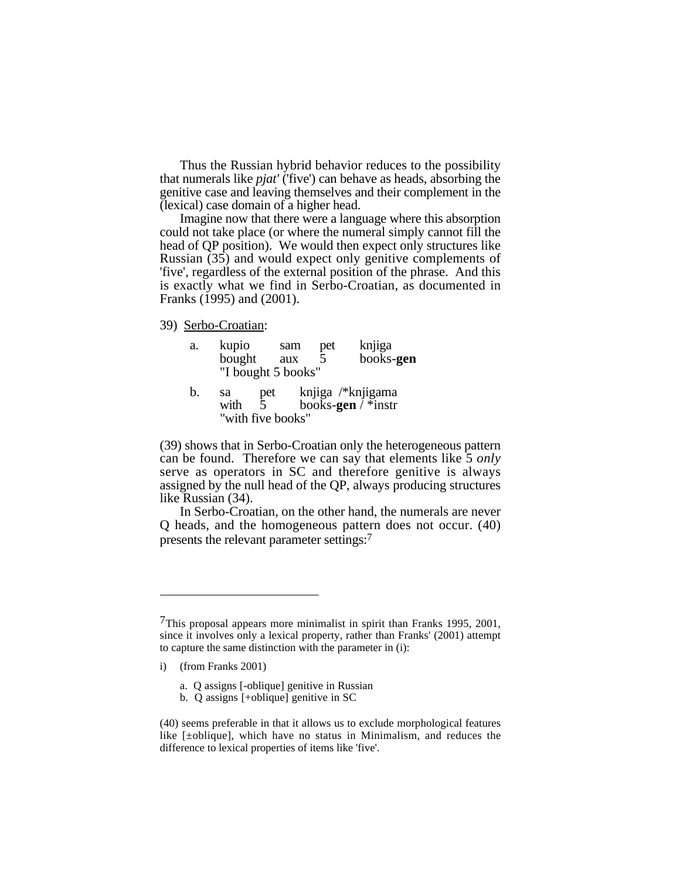Thus the Russian hybrid behavior reduces to the possibility that numerals like *pjat'* ('five') can behave as heads, absorbing the genitive case and leaving themselves and their complement in the (lexical) case domain of a higher head.

Imagine now that there were a language where this absorption could not take place (or where the numeral simply cannot fill the head of QP position). We would then expect only structures like Russian (35) and would expect only genitive complements of 'five', regardless of the external position of the phrase. And this is exactly what we find in Serbo-Croatian, as documented in Franks (1995) and (2001).

39) Serbo-Croatian:

a. kupio sam pet knjiga
   bought aux 5 books-**gen**
   "I bought 5 books"

b. sa pet knjiga /*knjigama
   with 5 books-**gen** / *instr
   "with five books"

(39) shows that in Serbo-Croatian only the heterogeneous pattern can be found. Therefore we can say that elements like 5 *only* serve as operators in SC and therefore genitive is always assigned by the null head of the QP, always producing structures like Russian (34).

In Serbo-Croatian, on the other hand, the numerals are never Q heads, and the homogeneous pattern does not occur. (40) presents the relevant parameter settings:[7]

---

[7] This proposal appears more minimalist in spirit than Franks 1995, 2001, since it involves only a lexical property, rather than Franks' (2001) attempt to capture the same distinction with the parameter in (i):

i) (from Franks 2001)

a. Q assigns [-oblique] genitive in Russian
b. Q assigns [+oblique] genitive in SC

(40) seems preferable in that it allows us to exclude morphological features like [±oblique], which have no status in Minimalism, and reduces the difference to lexical properties of items like 'five'.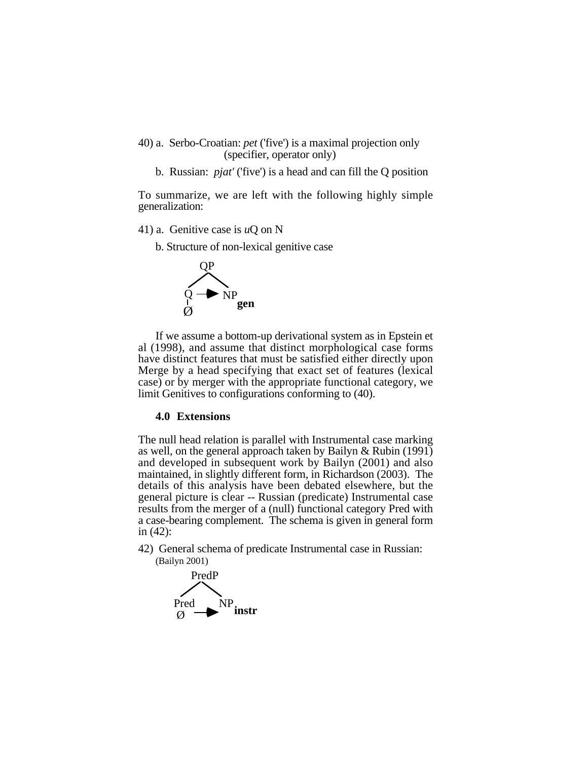40) a. Serbo-Croatian: *pet* ('five') is a maximal projection only (specifier, operator only)

b. Russian: *pjat'* ('five') is a head and can fill the Q position

To summarize, we are left with the following highly simple generalization:

41) a. Genitive case is *u*Q on N

b. Structure of non-lexical genitive case

```
      QP
     /  \
    Q ──► NP
    |       gen
    Ø
```

If we assume a bottom-up derivational system as in Epstein et al (1998), and assume that distinct morphological case forms have distinct features that must be satisfied either directly upon Merge by a head specifying that exact set of features (lexical case) or by merger with the appropriate functional category, we limit Genitives to configurations conforming to (40).

### 4.0 Extensions

The null head relation is parallel with Instrumental case marking as well, on the general approach taken by Bailyn & Rubin (1991) and developed in subsequent work by Bailyn (2001) and also maintained, in slightly different form, in Richardson (2003). The details of this analysis have been debated elsewhere, but the general picture is clear -- Russian (predicate) Instrumental case results from the merger of a (null) functional category Pred with a case-bearing complement. The schema is given in general form in (42):

42) General schema of predicate Instrumental case in Russian: (Bailyn 2001)

```
      PredP
     /    \
   Pred    NP
    Ø ──►    instr
```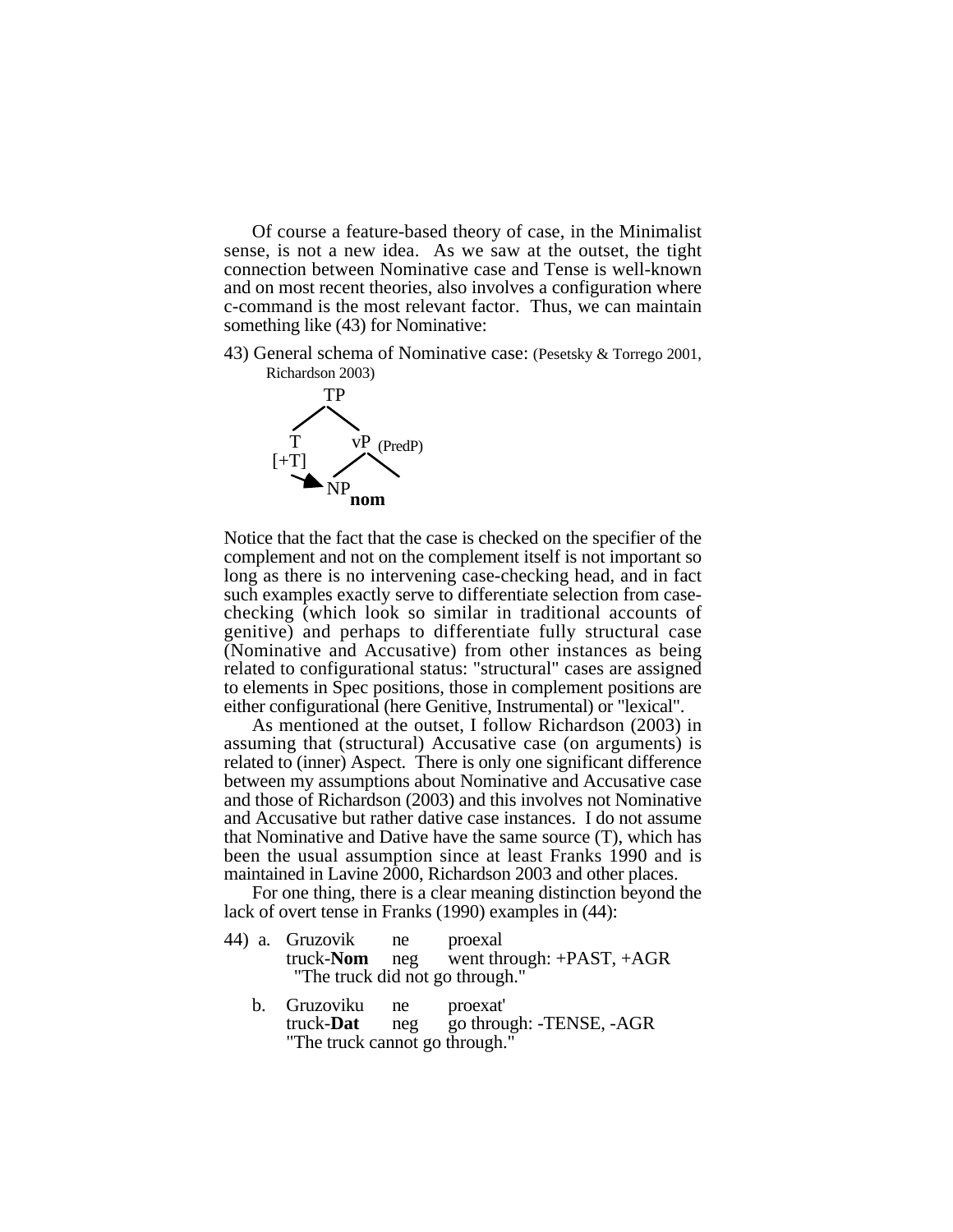Of course a feature-based theory of case, in the Minimalist sense, is not a new idea. As we saw at the outset, the tight connection between Nominative case and Tense is well-known and on most recent theories, also involves a configuration where c-command is the most relevant factor. Thus, we can maintain something like (43) for Nominative:

43) General schema of Nominative case: (Pesetsky & Torrego 2001, Richardson 2003)

```
        TP
       /  \
      T    vP (PredP)
    [+T]  /  \
      ──► NP
           nom
```

Notice that the fact that the case is checked on the specifier of the complement and not on the complement itself is not important so long as there is no intervening case-checking head, and in fact such examples exactly serve to differentiate selection from case-checking (which look so similar in traditional accounts of genitive) and perhaps to differentiate fully structural case (Nominative and Accusative) from other instances as being related to configurational status: "structural" cases are assigned to elements in Spec positions, those in complement positions are either configurational (here Genitive, Instrumental) or "lexical".

As mentioned at the outset, I follow Richardson (2003) in assuming that (structural) Accusative case (on arguments) is related to (inner) Aspect. There is only one significant difference between my assumptions about Nominative and Accusative case and those of Richardson (2003) and this involves not Nominative and Accusative but rather dative case instances. I do not assume that Nominative and Dative have the same source (T), which has been the usual assumption since at least Franks 1990 and is maintained in Lavine 2000, Richardson 2003 and other places.

For one thing, there is a clear meaning distinction beyond the lack of overt tense in Franks (1990) examples in (44):

44) a. Gruzovik ne proexal
truck-**Nom** neg went through: +PAST, +AGR
"The truck did not go through."

b. Gruzoviku ne proexat'
truck-**Dat** neg go through: -TENSE, -AGR
"The truck cannot go through."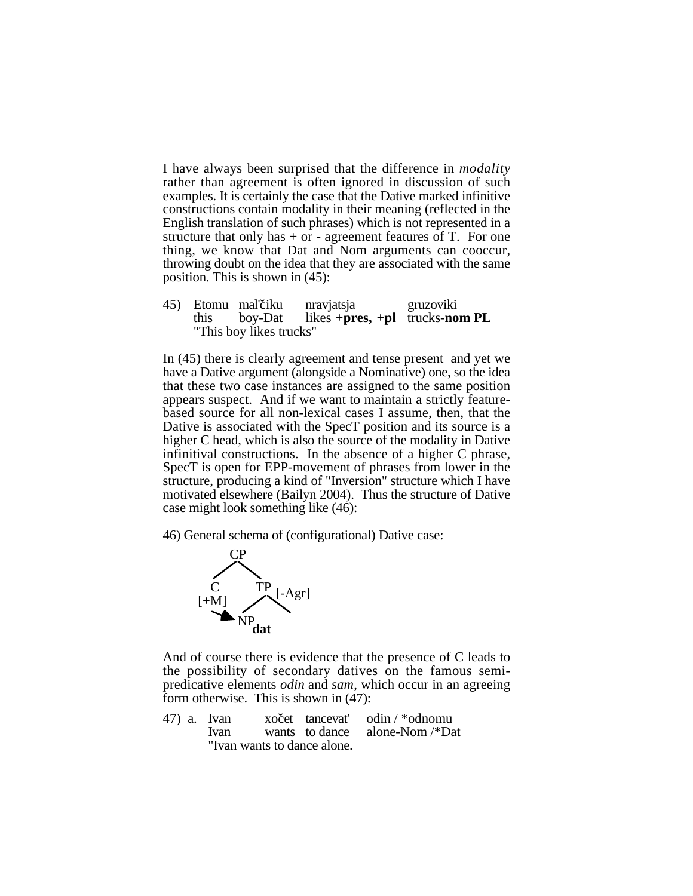I have always been surprised that the difference in *modality* rather than agreement is often ignored in discussion of such examples. It is certainly the case that the Dative marked infinitive constructions contain modality in their meaning (reflected in the English translation of such phrases) which is not represented in a structure that only has + or - agreement features of T. For one thing, we know that Dat and Nom arguments can cooccur, throwing doubt on the idea that they are associated with the same position. This is shown in (45):

45) Etomu mal'čiku nravjatsja gruzoviki
    this boy-Dat likes **+pres, +pl** trucks-**nom PL**
    "This boy likes trucks"

In (45) there is clearly agreement and tense present and yet we have a Dative argument (alongside a Nominative) one, so the idea that these two case instances are assigned to the same position appears suspect. And if we want to maintain a strictly feature-based source for all non-lexical cases I assume, then, that the Dative is associated with the SpecT position and its source is a higher C head, which is also the source of the modality in Dative infinitival constructions. In the absence of a higher C phrase, SpecT is open for EPP-movement of phrases from lower in the structure, producing a kind of "Inversion" structure which I have motivated elsewhere (Bailyn 2004). Thus the structure of Dative case might look something like (46):

46) General schema of (configurational) Dative case:

```
        CP
       /  \
      C    TP [-Agr]
    [+M]  /  \
      \  NP
       → dat
```

And of course there is evidence that the presence of C leads to the possibility of secondary datives on the famous semi-predicative elements *odin* and *sam*, which occur in an agreeing form otherwise. This is shown in (47):

47) a. Ivan xočet tancevat' odin / *odnomu
       Ivan wants to dance alone-Nom /*Dat
       "Ivan wants to dance alone.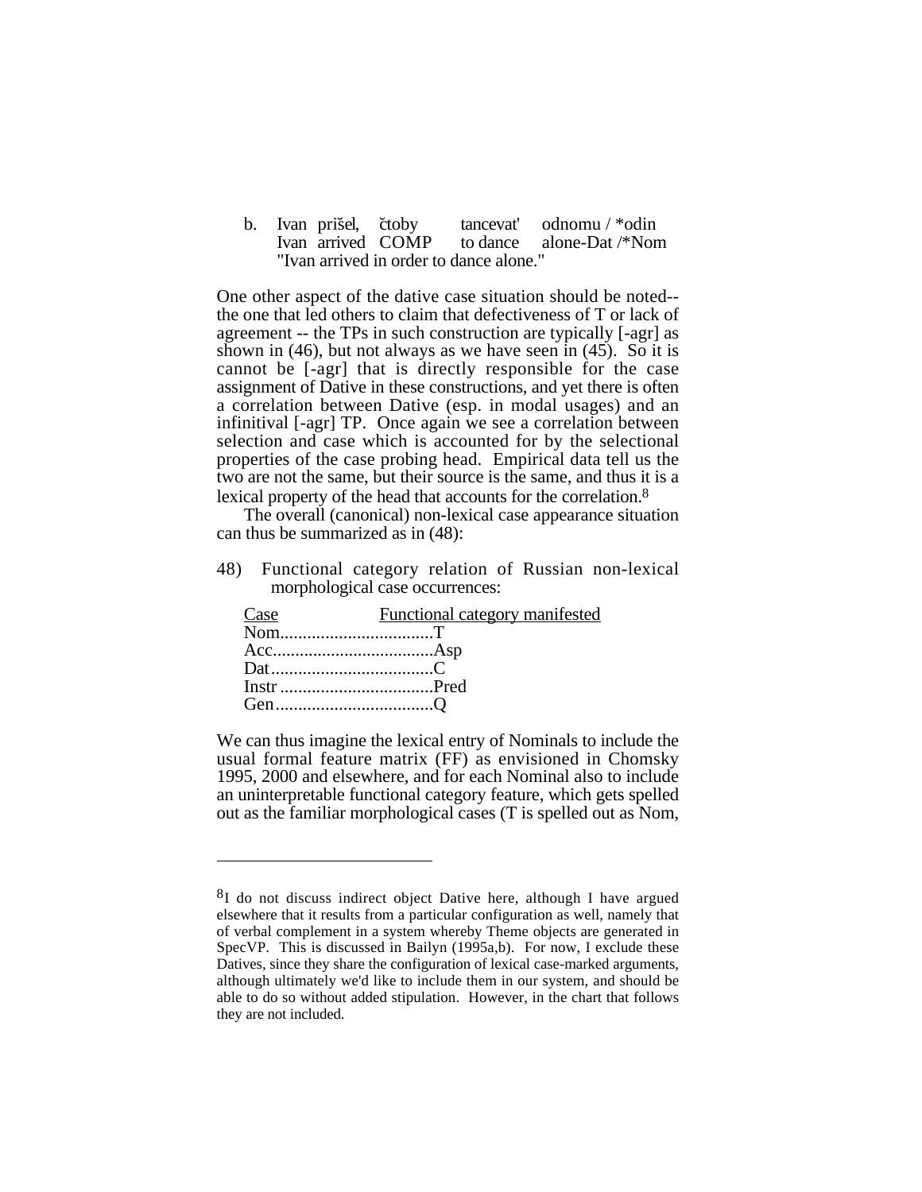b. Ivan prišel, čtoby tancevat' odnomu / *odin
   Ivan arrived COMP to dance alone-Dat /*Nom
   "Ivan arrived in order to dance alone."

One other aspect of the dative case situation should be noted-- the one that led others to claim that defectiveness of T or lack of agreement -- the TPs in such construction are typically [-agr] as shown in (46), but not always as we have seen in (45). So it is cannot be [-agr] that is directly responsible for the case assignment of Dative in these constructions, and yet there is often a correlation between Dative (esp. in modal usages) and an infinitival [-agr] TP. Once again we see a correlation between selection and case which is accounted for by the selectional properties of the case probing head. Empirical data tell us the two are not the same, but their source is the same, and thus it is a lexical property of the head that accounts for the correlation.[8]

The overall (canonical) non-lexical case appearance situation can thus be summarized as in (48):

48) Functional category relation of Russian non-lexical morphological case occurrences:

| Case | Functional category manifested |
|---|---|
| Nom | T |
| Acc | Asp |
| Dat | C |
| Instr | Pred |
| Gen | Q |

We can thus imagine the lexical entry of Nominals to include the usual formal feature matrix (FF) as envisioned in Chomsky 1995, 2000 and elsewhere, and for each Nominal also to include an uninterpretable functional category feature, which gets spelled out as the familiar morphological cases (T is spelled out as Nom,

---

[8]I do not discuss indirect object Dative here, although I have argued elsewhere that it results from a particular configuration as well, namely that of verbal complement in a system whereby Theme objects are generated in SpecVP. This is discussed in Bailyn (1995a,b). For now, I exclude these Datives, since they share the configuration of lexical case-marked arguments, although ultimately we'd like to include them in our system, and should be able to do so without added stipulation. However, in the chart that follows they are not included.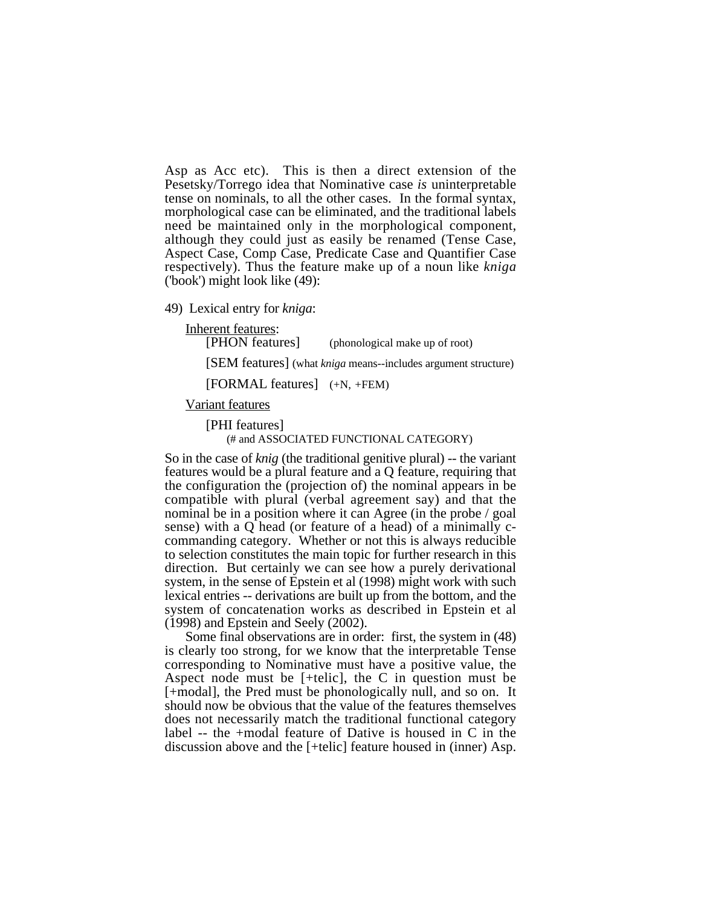Asp as Acc etc). This is then a direct extension of the Pesetsky/Torrego idea that Nominative case *is* uninterpretable tense on nominals, to all the other cases. In the formal syntax, morphological case can be eliminated, and the traditional labels need be maintained only in the morphological component, although they could just as easily be renamed (Tense Case, Aspect Case, Comp Case, Predicate Case and Quantifier Case respectively). Thus the feature make up of a noun like *kniga* ('book') might look like (49):

49) Lexical entry for *kniga*:

<u>Inherent features</u>:

[PHON features] (phonological make up of root)

[SEM features] (what *kniga* means--includes argument structure)

[FORMAL features] (+N, +FEM)

<u>Variant features</u>

[PHI features]
(# and ASSOCIATED FUNCTIONAL CATEGORY)

So in the case of *knig* (the traditional genitive plural) -- the variant features would be a plural feature and a Q feature, requiring that the configuration the (projection of) the nominal appears in be compatible with plural (verbal agreement say) and that the nominal be in a position where it can Agree (in the probe / goal sense) with a Q head (or feature of a head) of a minimally c-commanding category. Whether or not this is always reducible to selection constitutes the main topic for further research in this direction. But certainly we can see how a purely derivational system, in the sense of Epstein et al (1998) might work with such lexical entries -- derivations are built up from the bottom, and the system of concatenation works as described in Epstein et al (1998) and Epstein and Seely (2002).

Some final observations are in order: first, the system in (48) is clearly too strong, for we know that the interpretable Tense corresponding to Nominative must have a positive value, the Aspect node must be [+telic], the C in question must be [+modal], the Pred must be phonologically null, and so on. It should now be obvious that the value of the features themselves does not necessarily match the traditional functional category label -- the +modal feature of Dative is housed in C in the discussion above and the [+telic] feature housed in (inner) Asp.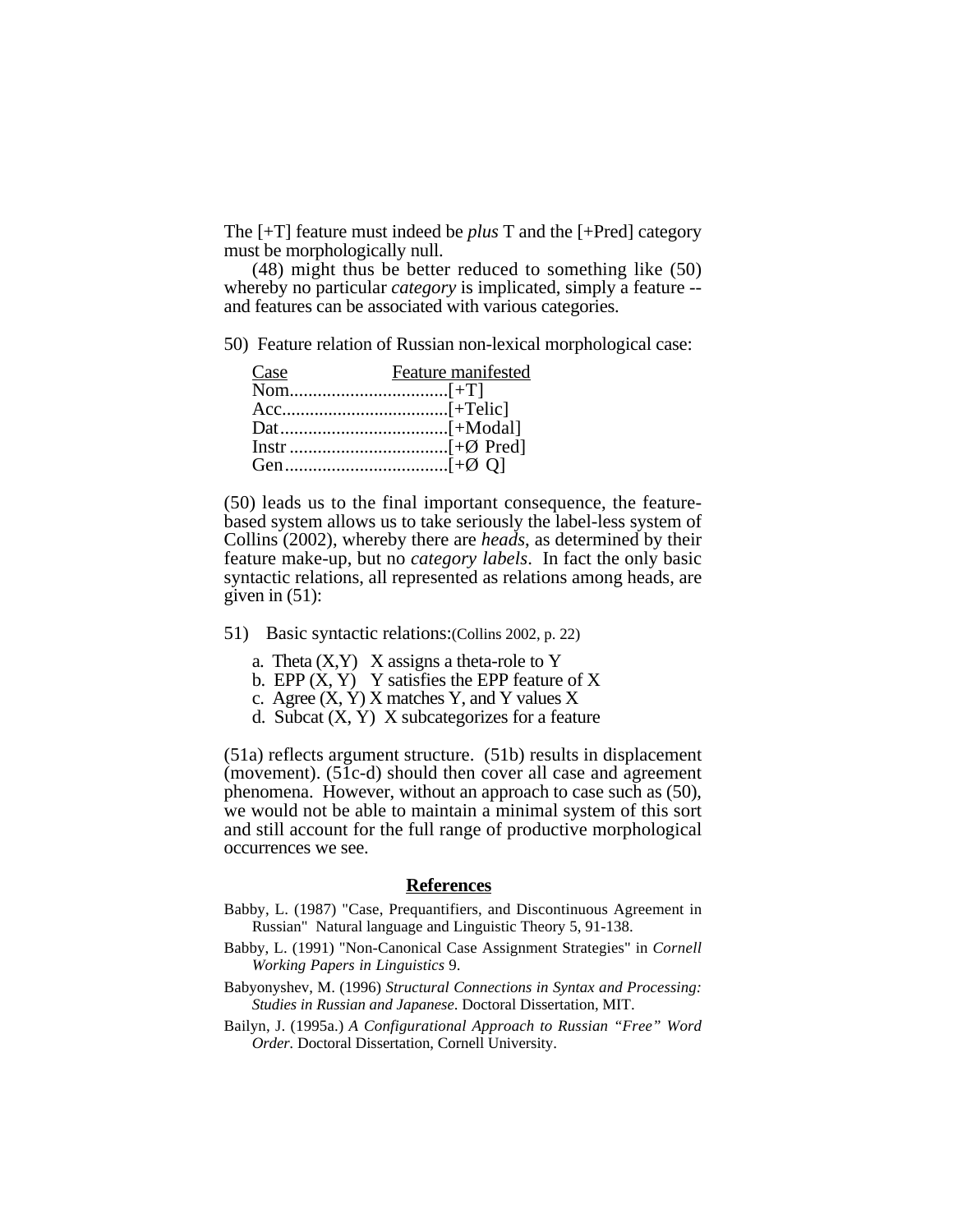The [+T] feature must indeed be *plus* T and the [+Pred] category must be morphologically null.

(48) might thus be better reduced to something like (50) whereby no particular *category* is implicated, simply a feature -- and features can be associated with various categories.

50) Feature relation of Russian non-lexical morphological case:

| Case | Feature manifested |
|---|---|
| Nom | [+T] |
| Acc | [+Telic] |
| Dat | [+Modal] |
| Instr | [+Ø Pred] |
| Gen | [+Ø Q] |

(50) leads us to the final important consequence, the feature-based system allows us to take seriously the label-less system of Collins (2002), whereby there are *heads*, as determined by their feature make-up, but no *category labels*. In fact the only basic syntactic relations, all represented as relations among heads, are given in (51):

51) Basic syntactic relations:(Collins 2002, p. 22)

a. Theta (X,Y)   X assigns a theta-role to Y
b. EPP (X, Y)   Y satisfies the EPP feature of X
c. Agree (X, Y) X matches Y, and Y values X
d. Subcat (X, Y)  X subcategorizes for a feature

(51a) reflects argument structure. (51b) results in displacement (movement). (51c-d) should then cover all case and agreement phenomena. However, without an approach to case such as (50), we would not be able to maintain a minimal system of this sort and still account for the full range of productive morphological occurrences we see.

## References

Babby, L. (1987) "Case, Prequantifiers, and Discontinuous Agreement in Russian" Natural language and Linguistic Theory 5, 91-138.

Babby, L. (1991) "Non-Canonical Case Assignment Strategies" in *Cornell Working Papers in Linguistics* 9.

Babyonyshev, M. (1996) *Structural Connections in Syntax and Processing: Studies in Russian and Japanese*. Doctoral Dissertation, MIT.

Bailyn, J. (1995a.) *A Configurational Approach to Russian "Free" Word Order.* Doctoral Dissertation, Cornell University.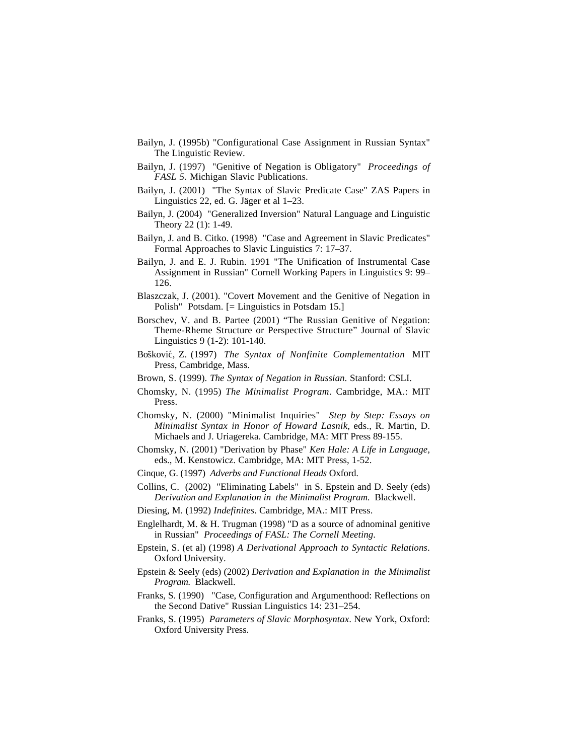Bailyn, J. (1995b) "Configurational Case Assignment in Russian Syntax" The Linguistic Review.

Bailyn, J. (1997) "Genitive of Negation is Obligatory" *Proceedings of FASL 5*. Michigan Slavic Publications.

Bailyn, J. (2001) "The Syntax of Slavic Predicate Case" ZAS Papers in Linguistics 22, ed. G. Jäger et al 1–23.

Bailyn, J. (2004) "Generalized Inversion" Natural Language and Linguistic Theory 22 (1): 1-49.

Bailyn, J. and B. Citko. (1998) "Case and Agreement in Slavic Predicates" Formal Approaches to Slavic Linguistics 7: 17–37.

Bailyn, J. and E. J. Rubin. 1991 "The Unification of Instrumental Case Assignment in Russian" Cornell Working Papers in Linguistics 9: 99–126.

Blaszczak, J. (2001). "Covert Movement and the Genitive of Negation in Polish" Potsdam. [= Linguistics in Potsdam 15.]

Borschev, V. and B. Partee (2001) "The Russian Genitive of Negation: Theme-Rheme Structure or Perspective Structure" Journal of Slavic Linguistics 9 (1-2): 101-140.

Bošković, Z. (1997) *The Syntax of Nonfinite Complementation* MIT Press, Cambridge, Mass.

Brown, S. (1999). *The Syntax of Negation in Russian*. Stanford: CSLI.

Chomsky, N. (1995) *The Minimalist Program*. Cambridge, MA.: MIT Press.

Chomsky, N. (2000) "Minimalist Inquiries" *Step by Step: Essays on Minimalist Syntax in Honor of Howard Lasnik*, eds., R. Martin, D. Michaels and J. Uriagereka. Cambridge, MA: MIT Press 89-155.

Chomsky, N. (2001) "Derivation by Phase" *Ken Hale: A Life in Language*, eds., M. Kenstowicz. Cambridge, MA: MIT Press, 1-52.

Cinque, G. (1997) *Adverbs and Functional Heads* Oxford.

Collins, C. (2002) "Eliminating Labels" in S. Epstein and D. Seely (eds) *Derivation and Explanation in the Minimalist Program.* Blackwell.

Diesing, M. (1992) *Indefinites*. Cambridge, MA.: MIT Press.

Englelhardt, M. & H. Trugman (1998) "D as a source of adnominal genitive in Russian" *Proceedings of FASL: The Cornell Meeting*.

Epstein, S. (et al) (1998) *A Derivational Approach to Syntactic Relations*. Oxford University.

Epstein & Seely (eds) (2002) *Derivation and Explanation in the Minimalist Program.* Blackwell.

Franks, S. (1990) "Case, Configuration and Argumenthood: Reflections on the Second Dative" Russian Linguistics 14: 231–254.

Franks, S. (1995) *Parameters of Slavic Morphosyntax*. New York, Oxford: Oxford University Press.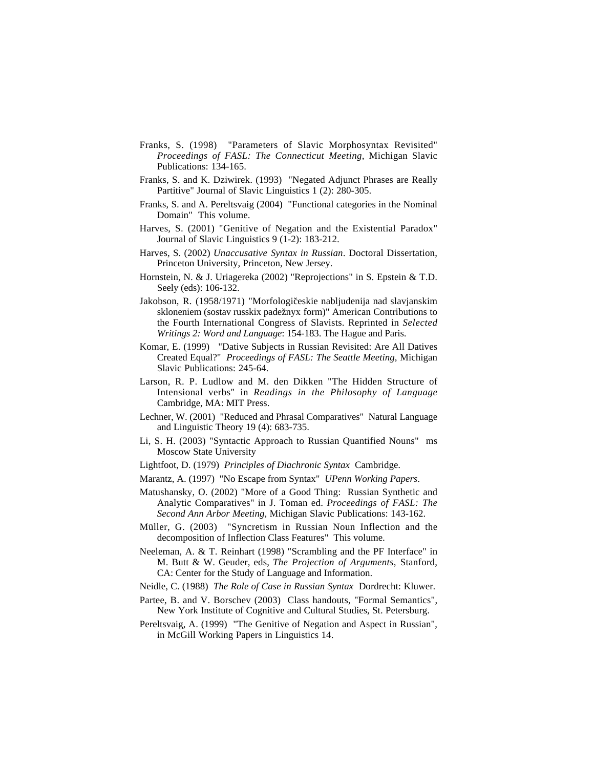Franks, S. (1998) "Parameters of Slavic Morphosyntax Revisited" *Proceedings of FASL: The Connecticut Meeting*, Michigan Slavic Publications: 134-165.

Franks, S. and K. Dziwirek. (1993) "Negated Adjunct Phrases are Really Partitive" Journal of Slavic Linguistics 1 (2): 280-305.

Franks, S. and A. Pereltsvaig (2004) "Functional categories in the Nominal Domain" This volume.

Harves, S. (2001) "Genitive of Negation and the Existential Paradox" Journal of Slavic Linguistics 9 (1-2): 183-212.

Harves, S. (2002) *Unaccusative Syntax in Russian*. Doctoral Dissertation, Princeton University, Princeton, New Jersey.

Hornstein, N. & J. Uriagereka (2002) "Reprojections" in S. Epstein & T.D. Seely (eds): 106-132.

Jakobson, R. (1958/1971) "Morfologičeskie nabljudenija nad slavjanskim skloneniem (sostav russkix padežnyx form)" American Contributions to the Fourth International Congress of Slavists. Reprinted in *Selected Writings 2: Word and Language*: 154-183. The Hague and Paris.

Komar, E. (1999) "Dative Subjects in Russian Revisited: Are All Datives Created Equal?" *Proceedings of FASL: The Seattle Meeting*, Michigan Slavic Publications: 245-64.

Larson, R. P. Ludlow and M. den Dikken "The Hidden Structure of Intensional verbs" in *Readings in the Philosophy of Language* Cambridge, MA: MIT Press.

Lechner, W. (2001) "Reduced and Phrasal Comparatives" Natural Language and Linguistic Theory 19 (4): 683-735.

Li, S. H. (2003) "Syntactic Approach to Russian Quantified Nouns" ms Moscow State University

Lightfoot, D. (1979) *Principles of Diachronic Syntax* Cambridge.

Marantz, A. (1997) "No Escape from Syntax" *UPenn Working Papers*.

Matushansky, O. (2002) "More of a Good Thing: Russian Synthetic and Analytic Comparatives" in J. Toman ed. *Proceedings of FASL: The Second Ann Arbor Meeting*, Michigan Slavic Publications: 143-162.

Müller, G. (2003) "Syncretism in Russian Noun Inflection and the decomposition of Inflection Class Features" This volume.

Neeleman, A. & T. Reinhart (1998) "Scrambling and the PF Interface" in M. Butt & W. Geuder, eds, *The Projection of Arguments*, Stanford, CA: Center for the Study of Language and Information.

Neidle, C. (1988) *The Role of Case in Russian Syntax* Dordrecht: Kluwer.

Partee, B. and V. Borschev (2003) Class handouts, "Formal Semantics", New York Institute of Cognitive and Cultural Studies, St. Petersburg.

Pereltsvaig, A. (1999) "The Genitive of Negation and Aspect in Russian", in McGill Working Papers in Linguistics 14.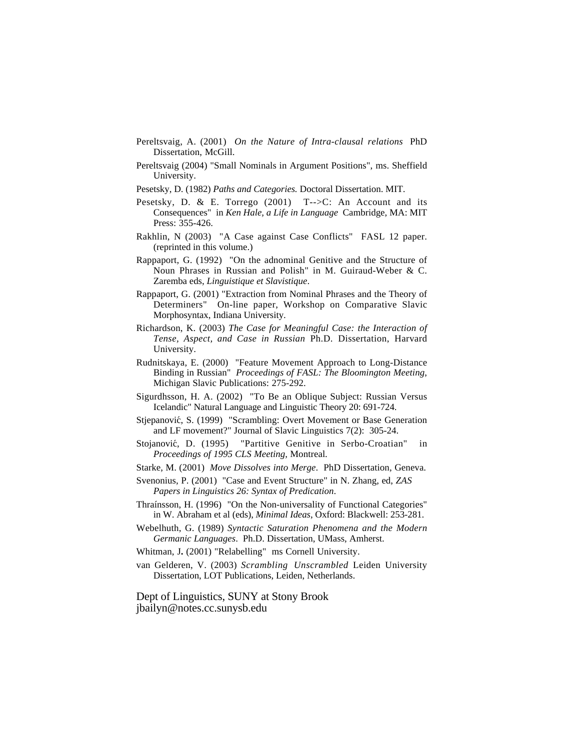Pereltsvaig, A. (2001) *On the Nature of Intra-clausal relations* PhD Dissertation, McGill.

Pereltsvaig (2004) "Small Nominals in Argument Positions", ms. Sheffield University.

Pesetsky, D. (1982) *Paths and Categories.* Doctoral Dissertation. MIT.

Pesetsky, D. & E. Torrego (2001) T-->C: An Account and its Consequences" in *Ken Hale, a Life in Language* Cambridge, MA: MIT Press: 355-426.

Rakhlin, N (2003) "A Case against Case Conflicts" FASL 12 paper. (reprinted in this volume.)

Rappaport, G. (1992) "On the adnominal Genitive and the Structure of Noun Phrases in Russian and Polish" in M. Guiraud-Weber & C. Zaremba eds, *Linguistique et Slavistique*.

Rappaport, G. (2001) "Extraction from Nominal Phrases and the Theory of Determiners" On-line paper, Workshop on Comparative Slavic Morphosyntax, Indiana University.

Richardson, K. (2003) *The Case for Meaningful Case: the Interaction of Tense, Aspect, and Case in Russian* Ph.D. Dissertation, Harvard University.

Rudnitskaya, E. (2000) "Feature Movement Approach to Long-Distance Binding in Russian" *Proceedings of FASL: The Bloomington Meeting*, Michigan Slavic Publications: 275-292.

Sigurdhsson, H. A. (2002) "To Be an Oblique Subject: Russian Versus Icelandic" Natural Language and Linguistic Theory 20: 691-724.

Stjepanović, S. (1999) "Scrambling: Overt Movement or Base Generation and LF movement?" Journal of Slavic Linguistics 7(2): 305-24.

Stojanović, D. (1995) "Partitive Genitive in Serbo-Croatian" in *Proceedings of 1995 CLS Meeting*, Montreal.

Starke, M. (2001) *Move Dissolves into Merge*. PhD Dissertation, Geneva.

Svenonius, P. (2001) "Case and Event Structure" in N. Zhang, ed, *ZAS Papers in Linguistics 26: Syntax of Predication*.

Thraínsson, H. (1996) "On the Non-universality of Functional Categories" in W. Abraham et al (eds), *Minimal Ideas*, Oxford: Blackwell: 253-281.

Webelhuth, G. (1989) *Syntactic Saturation Phenomena and the Modern Germanic Languages*. Ph.D. Dissertation, UMass, Amherst.

Whitman, J**.** (2001) "Relabelling" ms Cornell University.

van Gelderen, V. (2003) *Scrambling Unscrambled* Leiden University Dissertation, LOT Publications, Leiden, Netherlands.

Dept of Linguistics, SUNY at Stony Brook
jbailyn@notes.cc.sunysb.edu